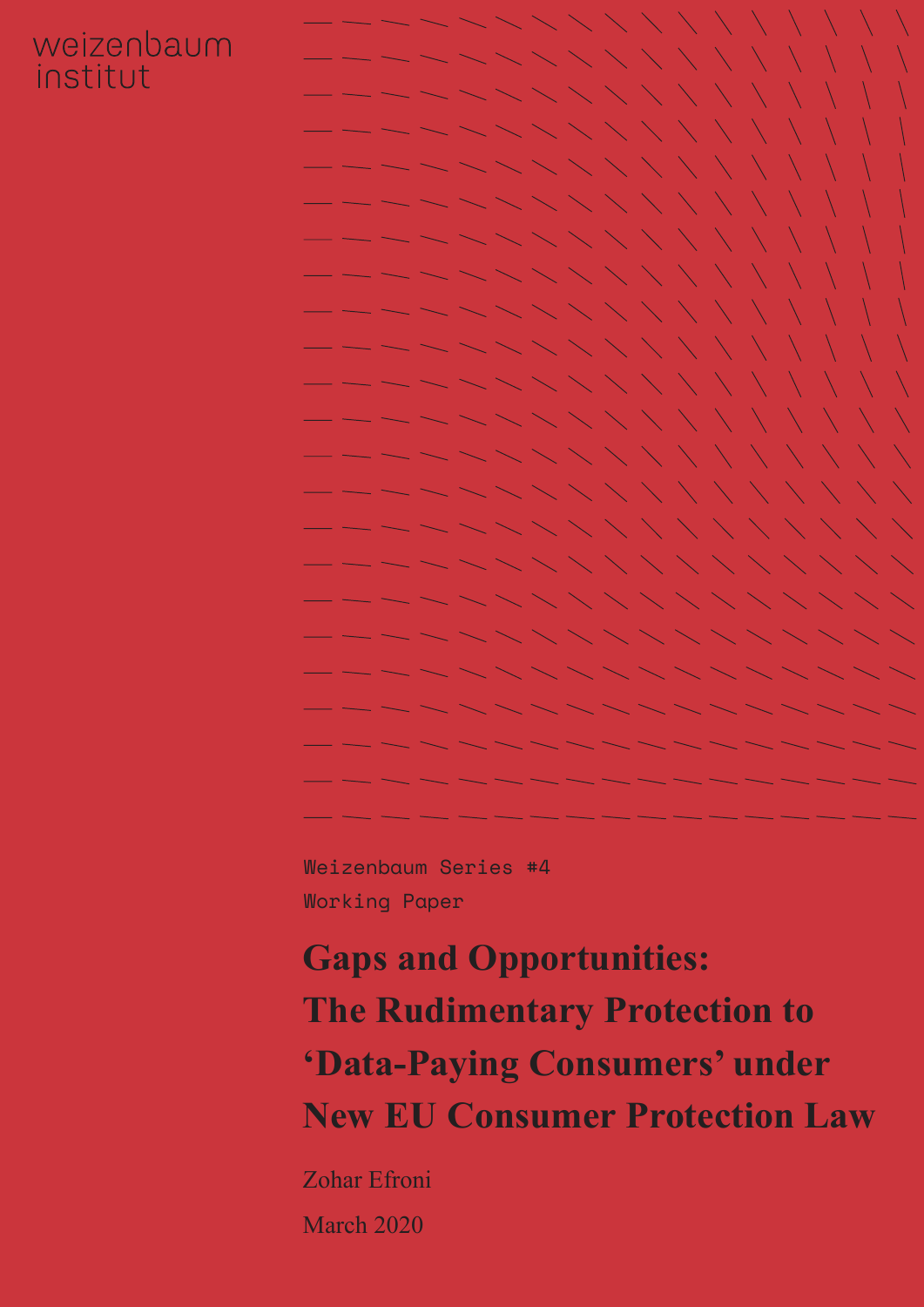weizenbaum institut

Weizenbaum Series #4

Working Paper

# Gaps and Opportunities: The Rudimentary Protection to 'Data-Paying Consumers' under New EU Consumer Protection Law

Zohar Efroni

March 2020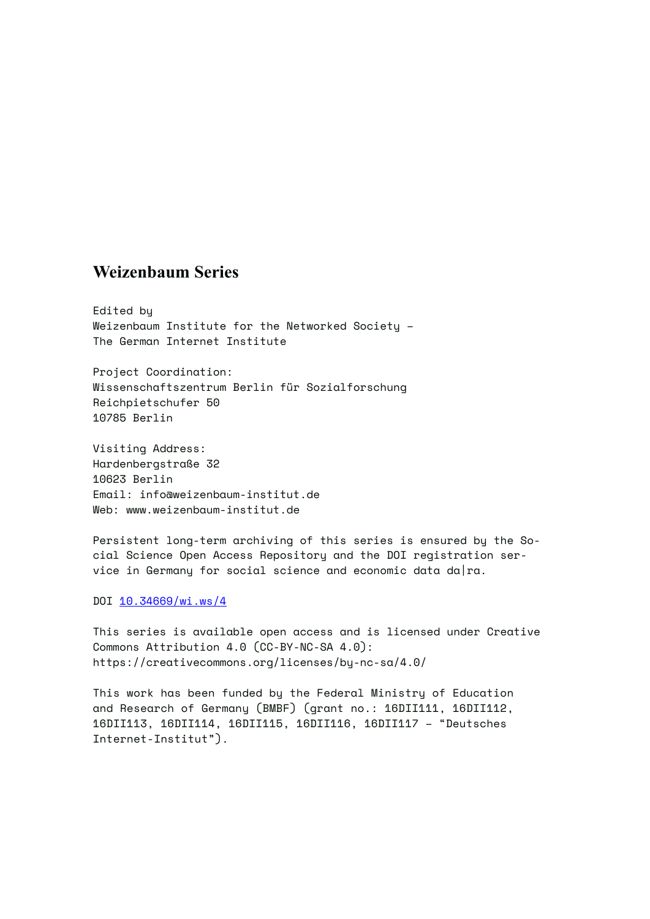# Weizenbaum Series

Edited by
Weizenbaum Institute for the Networked Society –
The German Internet Institute

Project Coordination:
Wissenschaftszentrum Berlin für Sozialforschung
Reichpietschufer 50
10785 Berlin

Visiting Address:
Hardenbergstraße 32
10623 Berlin
Email: info@weizenbaum-institut.de
Web: www.weizenbaum-institut.de

Persistent long-term archiving of this series is ensured by the Social Science Open Access Repository and the DOI registration service in Germany for social science and economic data da|ra.

DOI 10.34669/wi.ws/4

This series is available open access and is licensed under Creative Commons Attribution 4.0 (CC-BY-NC-SA 4.0):
https://creativecommons.org/licenses/by-nc-sa/4.0/

This work has been funded by the Federal Ministry of Education and Research of Germany (BMBF) (grant no.: 16DII111, 16DII112, 16DII113, 16DII114, 16DII115, 16DII116, 16DII117 – "Deutsches Internet-Institut").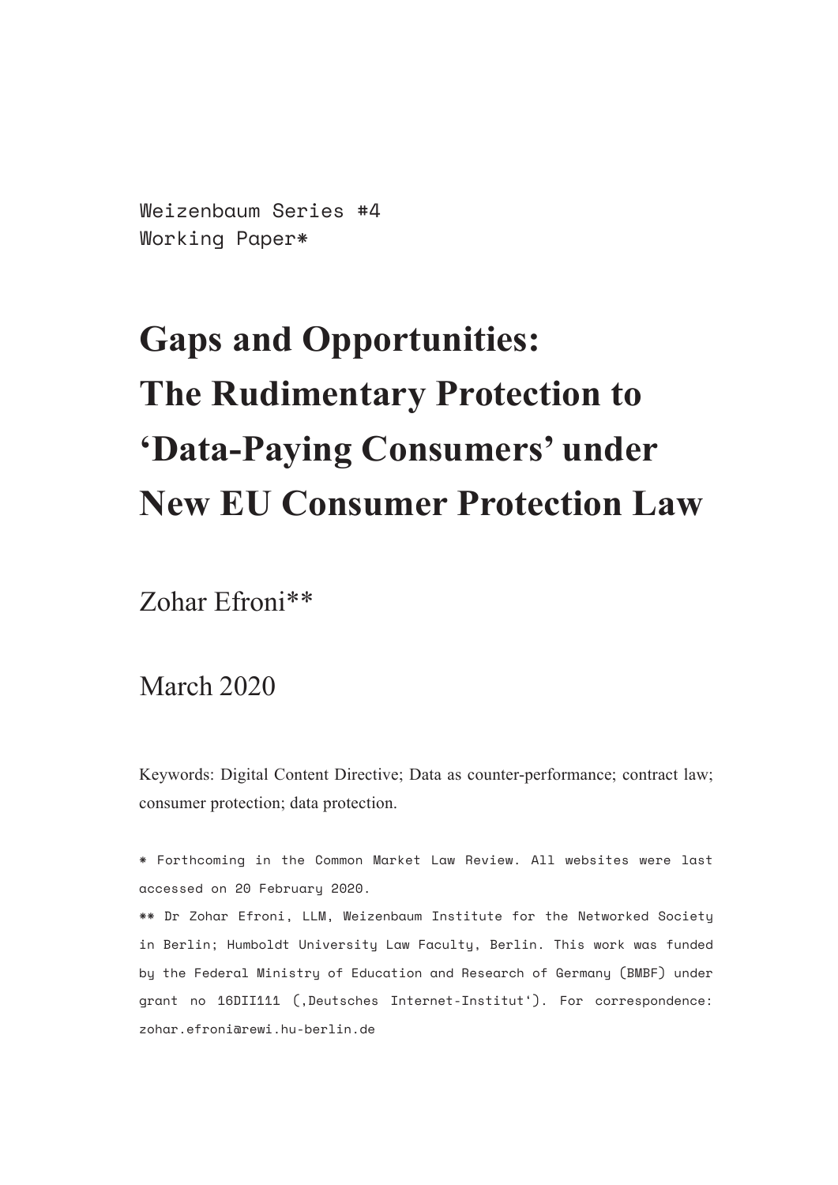Weizenbaum Series #4
Working Paper*

# Gaps and Opportunities: The Rudimentary Protection to 'Data-Paying Consumers' under New EU Consumer Protection Law

Zohar Efroni**

March 2020

Keywords: Digital Content Directive; Data as counter-performance; contract law; consumer protection; data protection.

* Forthcoming in the Common Market Law Review. All websites were last accessed on 20 February 2020.

** Dr Zohar Efroni, LLM, Weizenbaum Institute for the Networked Society in Berlin; Humboldt University Law Faculty, Berlin. This work was funded by the Federal Ministry of Education and Research of Germany (BMBF) under grant no 16DII111 (‚Deutsches Internet-Institut'). For correspondence: zohar.efroni@rewi.hu-berlin.de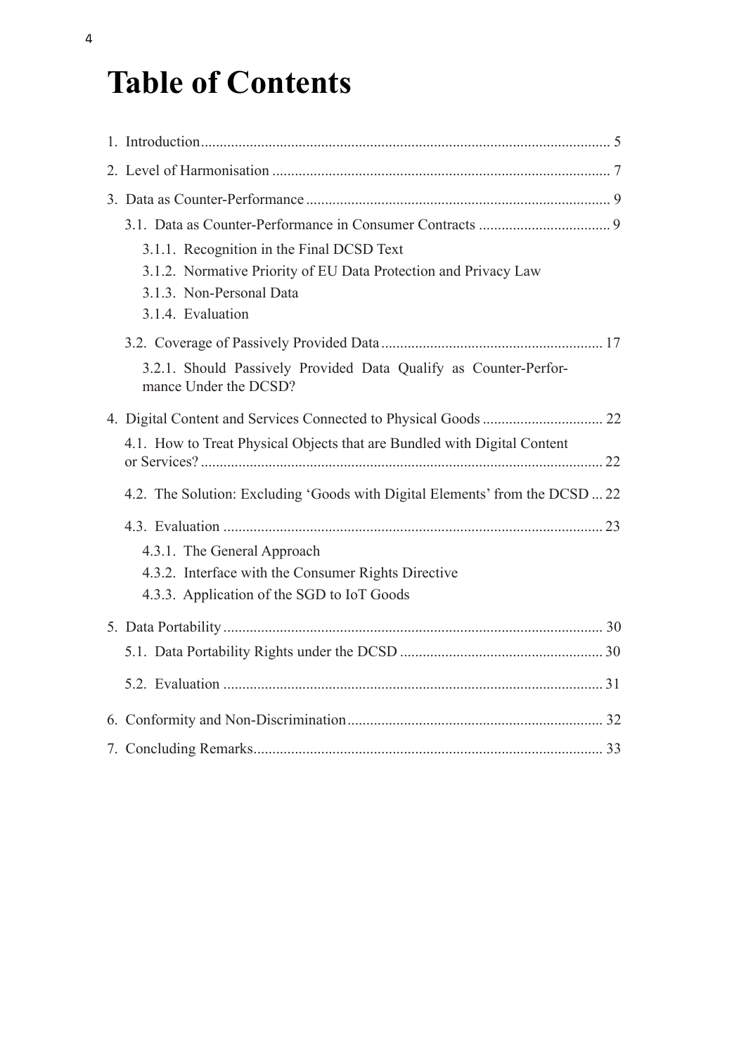# Table of Contents

1. Introduction ............................................................ 5
2. Level of Harmonisation ............................................................ 7
3. Data as Counter-Performance ............................................................ 9
    - 3.1. Data as Counter-Performance in Consumer Contracts ............................................................ 9
        - 3.1.1. Recognition in the Final DCSD Text
        - 3.1.2. Normative Priority of EU Data Protection and Privacy Law
        - 3.1.3. Non-Personal Data
        - 3.1.4. Evaluation
    - 3.2. Coverage of Passively Provided Data ............................................................ 17
        - 3.2.1. Should Passively Provided Data Qualify as Counter-Performance Under the DCSD?
4. Digital Content and Services Connected to Physical Goods ............................................................ 22
    - 4.1. How to Treat Physical Objects that are Bundled with Digital Content or Services? ............................................................ 22
    - 4.2. The Solution: Excluding 'Goods with Digital Elements' from the DCSD ... 22
    - 4.3. Evaluation ............................................................ 23
        - 4.3.1. The General Approach
        - 4.3.2. Interface with the Consumer Rights Directive
        - 4.3.3. Application of the SGD to IoT Goods
5. Data Portability ............................................................ 30
    - 5.1. Data Portability Rights under the DCSD ............................................................ 30
    - 5.2. Evaluation ............................................................ 31
6. Conformity and Non-Discrimination ............................................................ 32
7. Concluding Remarks ............................................................ 33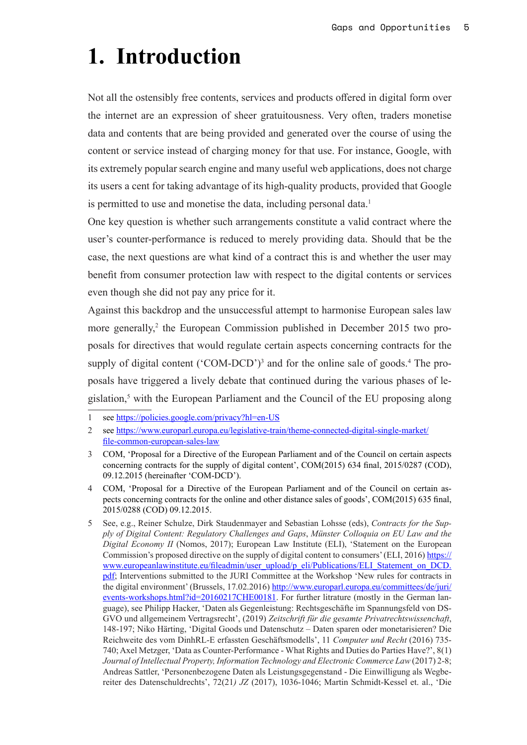# 1. Introduction

Not all the ostensibly free contents, services and products offered in digital form over the internet are an expression of sheer gratuitousness. Very often, traders monetise data and contents that are being provided and generated over the course of using the content or service instead of charging money for that use. For instance, Google, with its extremely popular search engine and many useful web applications, does not charge its users a cent for taking advantage of its high-quality products, provided that Google is permitted to use and monetise the data, including personal data.[1]

One key question is whether such arrangements constitute a valid contract where the user's counter-performance is reduced to merely providing data. Should that be the case, the next questions are what kind of a contract this is and whether the user may benefit from consumer protection law with respect to the digital contents or services even though she did not pay any price for it.

Against this backdrop and the unsuccessful attempt to harmonise European sales law more generally,[2] the European Commission published in December 2015 two proposals for directives that would regulate certain aspects concerning contracts for the supply of digital content ('COM-DCD')[3] and for the online sale of goods.[4] The proposals have triggered a lively debate that continued during the various phases of legislation,[5] with the European Parliament and the Council of the EU proposing along

---

1 see https://policies.google.com/privacy?hl=en-US

2 see https://www.europarl.europa.eu/legislative-train/theme-connected-digital-single-market/file-common-european-sales-law

3 COM, 'Proposal for a Directive of the European Parliament and of the Council on certain aspects concerning contracts for the supply of digital content', COM(2015) 634 final, 2015/0287 (COD), 09.12.2015 (hereinafter 'COM-DCD').

4 COM, 'Proposal for a Directive of the European Parliament and of the Council on certain aspects concerning contracts for the online and other distance sales of goods', COM(2015) 635 final, 2015/0288 (COD) 09.12.2015.

5 See, e.g., Reiner Schulze, Dirk Staudenmayer and Sebastian Lohsse (eds), *Contracts for the Supply of Digital Content: Regulatory Challenges and Gaps*, *Münster Colloquia on EU Law and the Digital Economy II* (Nomos, 2017); European Law Institute (ELI), 'Statement on the European Commission's proposed directive on the supply of digital content to consumers' (ELI, 2016) https://www.europeanlawinstitute.eu/fileadmin/user_upload/p_eli/Publications/ELI_Statement_on_DCD.pdf; Interventions submitted to the JURI Committee at the Workshop 'New rules for contracts in the digital environment' (Brussels, 17.02.2016) http://www.europarl.europa.eu/committees/de/juri/events-workshops.html?id=20160217CHE00181. For further litrature (mostly in the German language), see Philipp Hacker, 'Daten als Gegenleistung: Rechtsgeschäfte im Spannungsfeld von DS-GVO und allgemeinem Vertragsrecht', (2019) *Zeitschrift für die gesamte Privatrechtswissenschaft*, 148-197; Niko Härting, 'Digital Goods und Datenschutz – Daten sparen oder monetarisieren? Die Reichweite des vom DinhRL-E erfassten Geschäftsmodells', 11 *Computer und Recht* (2016) 735-740; Axel Metzger, 'Data as Counter-Performance - What Rights and Duties do Parties Have?', 8(1) *Journal of Intellectual Property, Information Technology and Electronic Commerce Law* (2017) 2-8; Andreas Sattler, 'Personenbezogene Daten als Leistungsgegenstand - Die Einwilligung als Wegbereiter des Datenschuldrechts', 72(21*) JZ* (2017), 1036-1046; Martin Schmidt-Kessel et. al., 'Die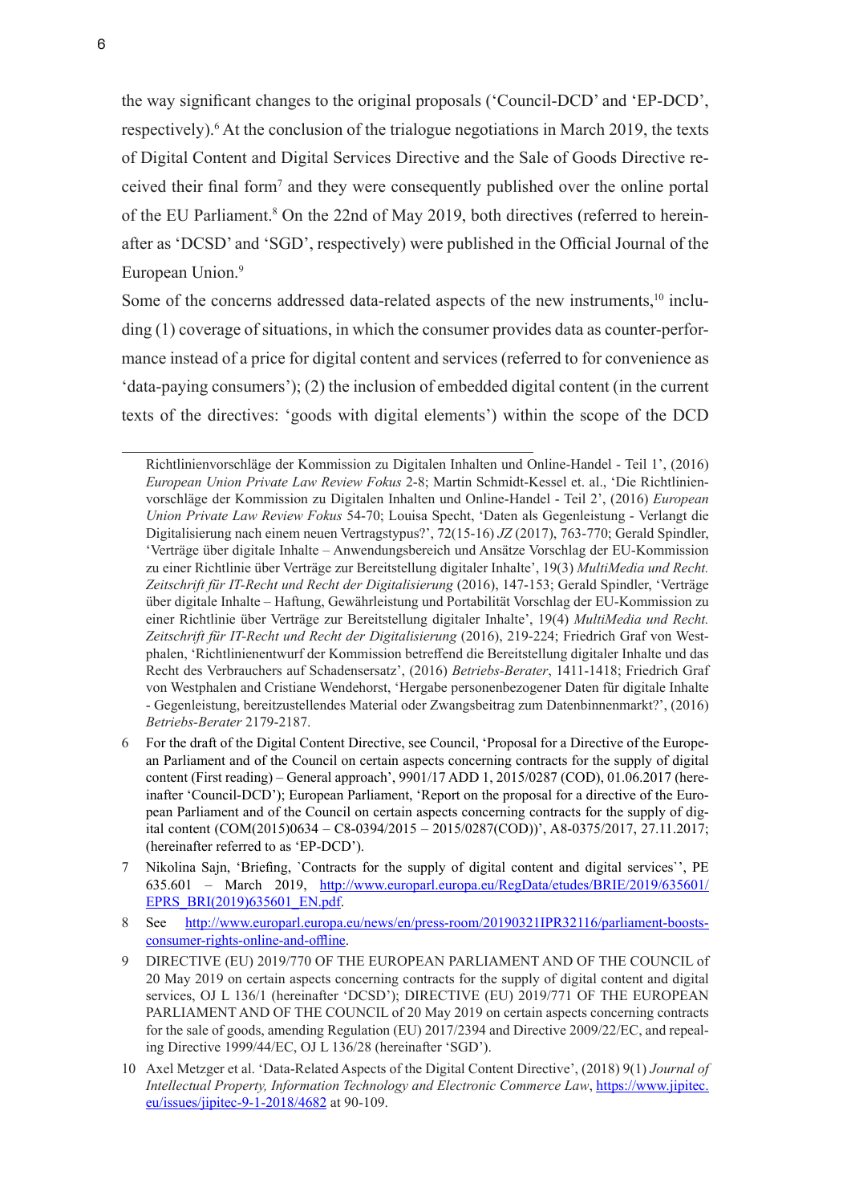the way significant changes to the original proposals ('Council-DCD' and 'EP-DCD', respectively).[6] At the conclusion of the trialogue negotiations in March 2019, the texts of Digital Content and Digital Services Directive and the Sale of Goods Directive received their final form[7] and they were consequently published over the online portal of the EU Parliament.[8] On the 22nd of May 2019, both directives (referred to hereinafter as 'DCSD' and 'SGD', respectively) were published in the Official Journal of the European Union.[9]

Some of the concerns addressed data-related aspects of the new instruments,[10] including (1) coverage of situations, in which the consumer provides data as counter-performance instead of a price for digital content and services (referred to for convenience as 'data-paying consumers'); (2) the inclusion of embedded digital content (in the current texts of the directives: 'goods with digital elements') within the scope of the DCD

---

Richtlinienvorschläge der Kommission zu Digitalen Inhalten und Online-Handel - Teil 1', (2016) *European Union Private Law Review Fokus* 2-8; Martin Schmidt-Kessel et. al., 'Die Richtlinienvorschläge der Kommission zu Digitalen Inhalten und Online-Handel - Teil 2', (2016) *European Union Private Law Review Fokus* 54-70; Louisa Specht, 'Daten als Gegenleistung - Verlangt die Digitalisierung nach einem neuen Vertragstypus?', 72(15-16) *JZ* (2017), 763-770; Gerald Spindler, 'Verträge über digitale Inhalte – Anwendungsbereich und Ansätze Vorschlag der EU-Kommission zu einer Richtlinie über Verträge zur Bereitstellung digitaler Inhalte', 19(3) *MultiMedia und Recht. Zeitschrift für IT-Recht und Recht der Digitalisierung* (2016), 147-153; Gerald Spindler, 'Verträge über digitale Inhalte – Haftung, Gewährleistung und Portabilität Vorschlag der EU-Kommission zu einer Richtlinie über Verträge zur Bereitstellung digitaler Inhalte', 19(4) *MultiMedia und Recht. Zeitschrift für IT-Recht und Recht der Digitalisierung* (2016), 219-224; Friedrich Graf von Westphalen, 'Richtlinienentwurf der Kommission betreffend die Bereitstellung digitaler Inhalte und das Recht des Verbrauchers auf Schadensersatz', (2016) *Betriebs-Berater*, 1411-1418; Friedrich Graf von Westphalen and Cristiane Wendehorst, 'Hergabe personenbezogener Daten für digitale Inhalte - Gegenleistung, bereitzustellendes Material oder Zwangsbeitrag zum Datenbinnenmarkt?', (2016) *Betriebs-Berater* 2179-2187.

6 For the draft of the Digital Content Directive, see Council, 'Proposal for a Directive of the European Parliament and of the Council on certain aspects concerning contracts for the supply of digital content (First reading) – General approach', 9901/17 ADD 1, 2015/0287 (COD), 01.06.2017 (hereinafter 'Council-DCD'); European Parliament, 'Report on the proposal for a directive of the European Parliament and of the Council on certain aspects concerning contracts for the supply of digital content (COM(2015)0634 – C8-0394/2015 – 2015/0287(COD))', A8-0375/2017, 27.11.2017; (hereinafter referred to as 'EP-DCD').

7 Nikolina Sajn, 'Briefing, `Contracts for the supply of digital content and digital services``, PE 635.601 – March 2019, http://www.europarl.europa.eu/RegData/etudes/BRIE/2019/635601/EPRS_BRI(2019)635601_EN.pdf.

8 See http://www.europarl.europa.eu/news/en/press-room/20190321IPR32116/parliament-boosts-consumer-rights-online-and-offline.

9 DIRECTIVE (EU) 2019/770 OF THE EUROPEAN PARLIAMENT AND OF THE COUNCIL of 20 May 2019 on certain aspects concerning contracts for the supply of digital content and digital services, OJ L 136/1 (hereinafter 'DCSD'); DIRECTIVE (EU) 2019/771 OF THE EUROPEAN PARLIAMENT AND OF THE COUNCIL of 20 May 2019 on certain aspects concerning contracts for the sale of goods, amending Regulation (EU) 2017/2394 and Directive 2009/22/EC, and repealing Directive 1999/44/EC, OJ L 136/28 (hereinafter 'SGD').

10 Axel Metzger et al. 'Data-Related Aspects of the Digital Content Directive', (2018) 9(1) *Journal of Intellectual Property, Information Technology and Electronic Commerce Law*, https://www.jipitec.eu/issues/jipitec-9-1-2018/4682 at 90-109.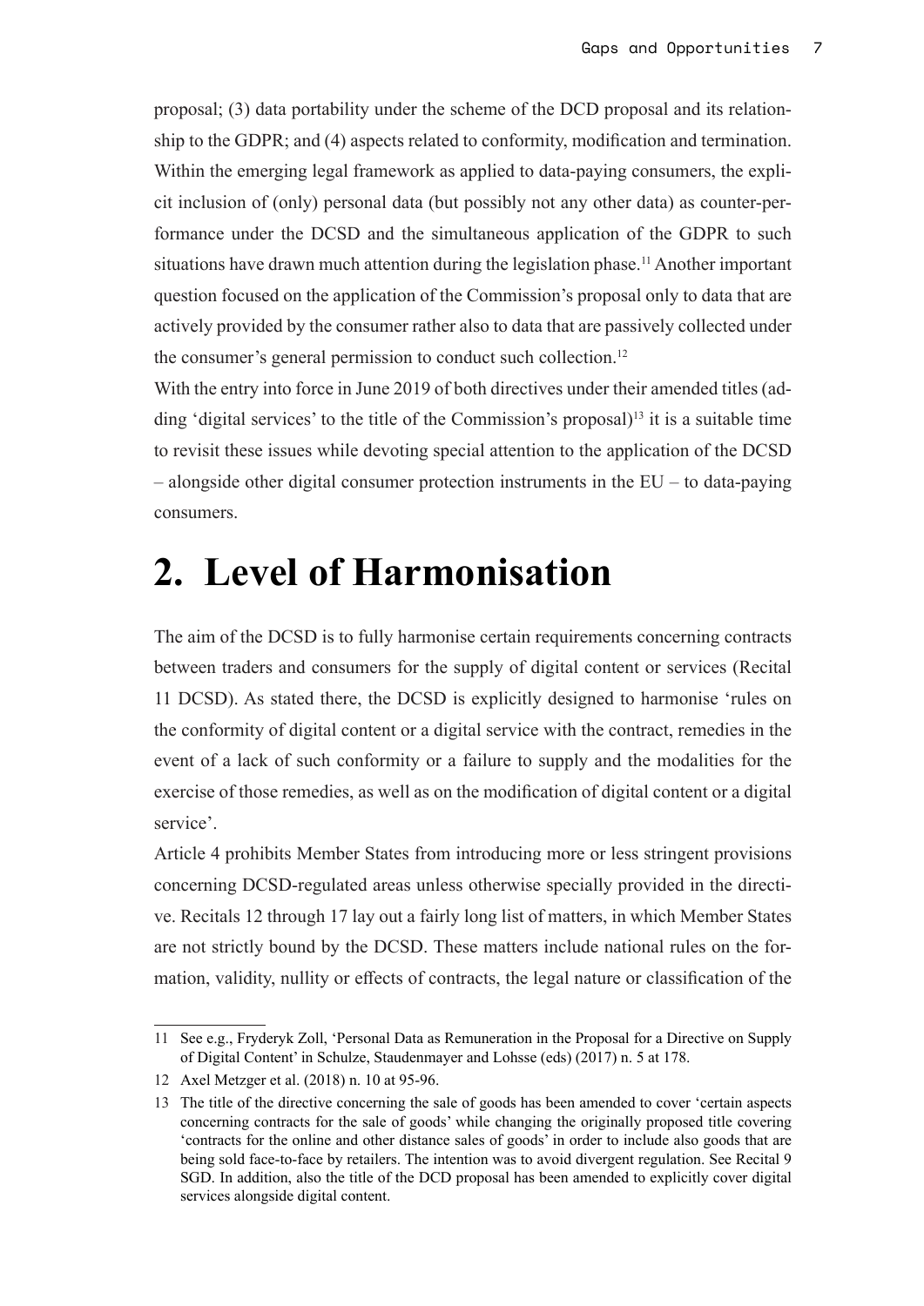proposal; (3) data portability under the scheme of the DCD proposal and its relationship to the GDPR; and (4) aspects related to conformity, modification and termination. Within the emerging legal framework as applied to data-paying consumers, the explicit inclusion of (only) personal data (but possibly not any other data) as counter-performance under the DCSD and the simultaneous application of the GDPR to such situations have drawn much attention during the legislation phase.[11] Another important question focused on the application of the Commission's proposal only to data that are actively provided by the consumer rather also to data that are passively collected under the consumer's general permission to conduct such collection.[12]

With the entry into force in June 2019 of both directives under their amended titles (adding 'digital services' to the title of the Commission's proposal)[13] it is a suitable time to revisit these issues while devoting special attention to the application of the DCSD – alongside other digital consumer protection instruments in the EU – to data-paying consumers.

# 2. Level of Harmonisation

The aim of the DCSD is to fully harmonise certain requirements concerning contracts between traders and consumers for the supply of digital content or services (Recital 11 DCSD). As stated there, the DCSD is explicitly designed to harmonise 'rules on the conformity of digital content or a digital service with the contract, remedies in the event of a lack of such conformity or a failure to supply and the modalities for the exercise of those remedies, as well as on the modification of digital content or a digital service'.

Article 4 prohibits Member States from introducing more or less stringent provisions concerning DCSD-regulated areas unless otherwise specially provided in the directive. Recitals 12 through 17 lay out a fairly long list of matters, in which Member States are not strictly bound by the DCSD. These matters include national rules on the formation, validity, nullity or effects of contracts, the legal nature or classification of the

---

11 See e.g., Fryderyk Zoll, 'Personal Data as Remuneration in the Proposal for a Directive on Supply of Digital Content' in Schulze, Staudenmayer and Lohsse (eds) (2017) n. 5 at 178.

12 Axel Metzger et al. (2018) n. 10 at 95-96.

13 The title of the directive concerning the sale of goods has been amended to cover 'certain aspects concerning contracts for the sale of goods' while changing the originally proposed title covering 'contracts for the online and other distance sales of goods' in order to include also goods that are being sold face-to-face by retailers. The intention was to avoid divergent regulation. See Recital 9 SGD. In addition, also the title of the DCD proposal has been amended to explicitly cover digital services alongside digital content.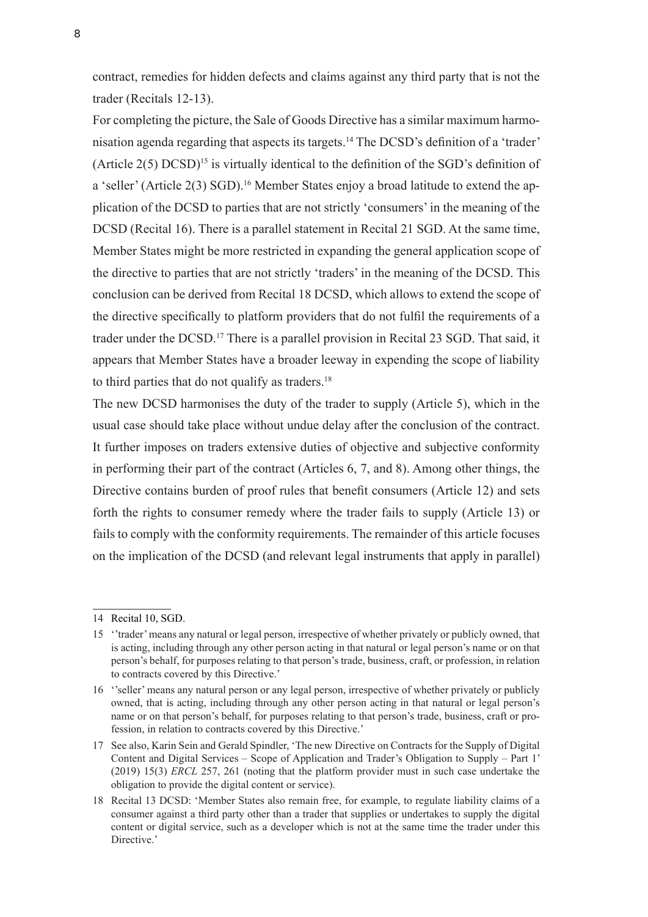contract, remedies for hidden defects and claims against any third party that is not the trader (Recitals 12-13).

For completing the picture, the Sale of Goods Directive has a similar maximum harmonisation agenda regarding that aspects its targets.[14] The DCSD's definition of a 'trader' (Article 2(5) DCSD)[15] is virtually identical to the definition of the SGD's definition of a 'seller' (Article 2(3) SGD).[16] Member States enjoy a broad latitude to extend the application of the DCSD to parties that are not strictly 'consumers' in the meaning of the DCSD (Recital 16). There is a parallel statement in Recital 21 SGD. At the same time, Member States might be more restricted in expanding the general application scope of the directive to parties that are not strictly 'traders' in the meaning of the DCSD. This conclusion can be derived from Recital 18 DCSD, which allows to extend the scope of the directive specifically to platform providers that do not fulfil the requirements of a trader under the DCSD.[17] There is a parallel provision in Recital 23 SGD. That said, it appears that Member States have a broader leeway in expending the scope of liability to third parties that do not qualify as traders.[18]

The new DCSD harmonises the duty of the trader to supply (Article 5), which in the usual case should take place without undue delay after the conclusion of the contract. It further imposes on traders extensive duties of objective and subjective conformity in performing their part of the contract (Articles 6, 7, and 8). Among other things, the Directive contains burden of proof rules that benefit consumers (Article 12) and sets forth the rights to consumer remedy where the trader fails to supply (Article 13) or fails to comply with the conformity requirements. The remainder of this article focuses on the implication of the DCSD (and relevant legal instruments that apply in parallel)

---

14 Recital 10, SGD.

15 ''trader' means any natural or legal person, irrespective of whether privately or publicly owned, that is acting, including through any other person acting in that natural or legal person's name or on that person's behalf, for purposes relating to that person's trade, business, craft, or profession, in relation to contracts covered by this Directive.'

16 ''seller' means any natural person or any legal person, irrespective of whether privately or publicly owned, that is acting, including through any other person acting in that natural or legal person's name or on that person's behalf, for purposes relating to that person's trade, business, craft or profession, in relation to contracts covered by this Directive.'

17 See also, Karin Sein and Gerald Spindler, 'The new Directive on Contracts for the Supply of Digital Content and Digital Services – Scope of Application and Trader's Obligation to Supply – Part 1' (2019) 15(3) *ERCL* 257, 261 (noting that the platform provider must in such case undertake the obligation to provide the digital content or service).

18 Recital 13 DCSD: 'Member States also remain free, for example, to regulate liability claims of a consumer against a third party other than a trader that supplies or undertakes to supply the digital content or digital service, such as a developer which is not at the same time the trader under this Directive.'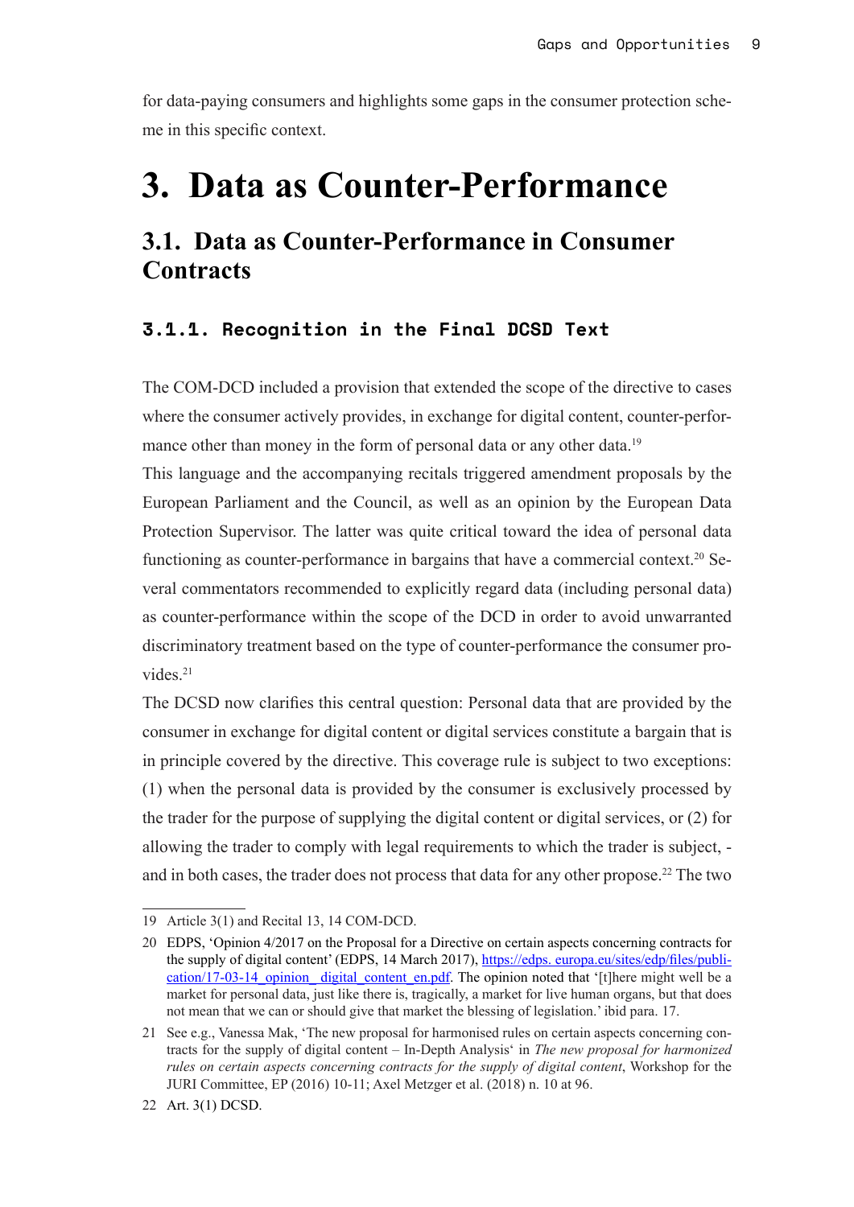for data-paying consumers and highlights some gaps in the consumer protection scheme in this specific context.

# 3. Data as Counter-Performance

## 3.1. Data as Counter-Performance in Consumer Contracts

### 3.1.1. Recognition in the Final DCSD Text

The COM-DCD included a provision that extended the scope of the directive to cases where the consumer actively provides, in exchange for digital content, counter-performance other than money in the form of personal data or any other data.[19]

This language and the accompanying recitals triggered amendment proposals by the European Parliament and the Council, as well as an opinion by the European Data Protection Supervisor. The latter was quite critical toward the idea of personal data functioning as counter-performance in bargains that have a commercial context.[20] Several commentators recommended to explicitly regard data (including personal data) as counter-performance within the scope of the DCD in order to avoid unwarranted discriminatory treatment based on the type of counter-performance the consumer provides.[21]

The DCSD now clarifies this central question: Personal data that are provided by the consumer in exchange for digital content or digital services constitute a bargain that is in principle covered by the directive. This coverage rule is subject to two exceptions: (1) when the personal data is provided by the consumer is exclusively processed by the trader for the purpose of supplying the digital content or digital services, or (2) for allowing the trader to comply with legal requirements to which the trader is subject, - and in both cases, the trader does not process that data for any other propose.[22] The two

---

19 Article 3(1) and Recital 13, 14 COM-DCD.

20 EDPS, 'Opinion 4/2017 on the Proposal for a Directive on certain aspects concerning contracts for the supply of digital content' (EDPS, 14 March 2017), https://edps.europa.eu/sites/edp/files/publication/17-03-14_opinion_digital_content_en.pdf. The opinion noted that '[t]here might well be a market for personal data, just like there is, tragically, a market for live human organs, but that does not mean that we can or should give that market the blessing of legislation.' ibid para. 17.

21 See e.g., Vanessa Mak, 'The new proposal for harmonised rules on certain aspects concerning contracts for the supply of digital content – In-Depth Analysis' in *The new proposal for harmonized rules on certain aspects concerning contracts for the supply of digital content*, Workshop for the JURI Committee, EP (2016) 10-11; Axel Metzger et al. (2018) n. 10 at 96.

22 Art. 3(1) DCSD.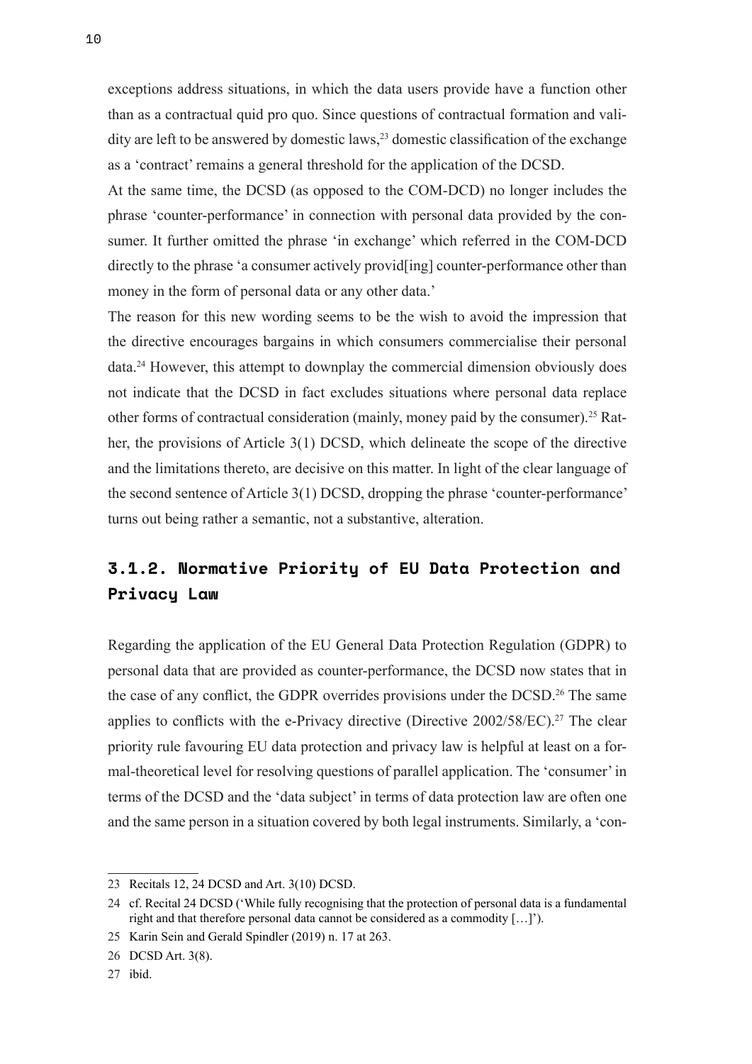exceptions address situations, in which the data users provide have a function other than as a contractual quid pro quo. Since questions of contractual formation and validity are left to be answered by domestic laws,[23] domestic classification of the exchange as a 'contract' remains a general threshold for the application of the DCSD.

At the same time, the DCSD (as opposed to the COM-DCD) no longer includes the phrase 'counter-performance' in connection with personal data provided by the consumer. It further omitted the phrase 'in exchange' which referred in the COM-DCD directly to the phrase 'a consumer actively provid[ing] counter-performance other than money in the form of personal data or any other data.'

The reason for this new wording seems to be the wish to avoid the impression that the directive encourages bargains in which consumers commercialise their personal data.[24] However, this attempt to downplay the commercial dimension obviously does not indicate that the DCSD in fact excludes situations where personal data replace other forms of contractual consideration (mainly, money paid by the consumer).[25] Rather, the provisions of Article 3(1) DCSD, which delineate the scope of the directive and the limitations thereto, are decisive on this matter. In light of the clear language of the second sentence of Article 3(1) DCSD, dropping the phrase 'counter-performance' turns out being rather a semantic, not a substantive, alteration.

### 3.1.2. Normative Priority of EU Data Protection and Privacy Law

Regarding the application of the EU General Data Protection Regulation (GDPR) to personal data that are provided as counter-performance, the DCSD now states that in the case of any conflict, the GDPR overrides provisions under the DCSD.[26] The same applies to conflicts with the e-Privacy directive (Directive 2002/58/EC).[27] The clear priority rule favouring EU data protection and privacy law is helpful at least on a formal-theoretical level for resolving questions of parallel application. The 'consumer' in terms of the DCSD and the 'data subject' in terms of data protection law are often one and the same person in a situation covered by both legal instruments. Similarly, a 'con-

---

23 Recitals 12, 24 DCSD and Art. 3(10) DCSD.

24 cf. Recital 24 DCSD ('While fully recognising that the protection of personal data is a fundamental right and that therefore personal data cannot be considered as a commodity […]').

25 Karin Sein and Gerald Spindler (2019) n. 17 at 263.

26 DCSD Art. 3(8).

27 ibid.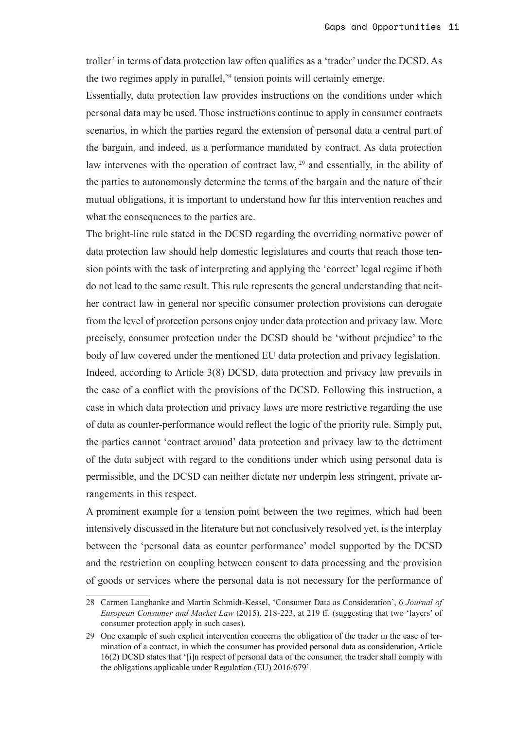troller' in terms of data protection law often qualifies as a 'trader' under the DCSD. As the two regimes apply in parallel,[28] tension points will certainly emerge.

Essentially, data protection law provides instructions on the conditions under which personal data may be used. Those instructions continue to apply in consumer contracts scenarios, in which the parties regard the extension of personal data a central part of the bargain, and indeed, as a performance mandated by contract. As data protection law intervenes with the operation of contract law, [29] and essentially, in the ability of the parties to autonomously determine the terms of the bargain and the nature of their mutual obligations, it is important to understand how far this intervention reaches and what the consequences to the parties are.

The bright-line rule stated in the DCSD regarding the overriding normative power of data protection law should help domestic legislatures and courts that reach those tension points with the task of interpreting and applying the 'correct' legal regime if both do not lead to the same result. This rule represents the general understanding that neither contract law in general nor specific consumer protection provisions can derogate from the level of protection persons enjoy under data protection and privacy law. More precisely, consumer protection under the DCSD should be 'without prejudice' to the body of law covered under the mentioned EU data protection and privacy legislation.

Indeed, according to Article 3(8) DCSD, data protection and privacy law prevails in the case of a conflict with the provisions of the DCSD. Following this instruction, a case in which data protection and privacy laws are more restrictive regarding the use of data as counter-performance would reflect the logic of the priority rule. Simply put, the parties cannot 'contract around' data protection and privacy law to the detriment of the data subject with regard to the conditions under which using personal data is permissible, and the DCSD can neither dictate nor underpin less stringent, private arrangements in this respect.

A prominent example for a tension point between the two regimes, which had been intensively discussed in the literature but not conclusively resolved yet, is the interplay between the 'personal data as counter performance' model supported by the DCSD and the restriction on coupling between consent to data processing and the provision of goods or services where the personal data is not necessary for the performance of

---

28 Carmen Langhanke and Martin Schmidt-Kessel, 'Consumer Data as Consideration', 6 *Journal of European Consumer and Market Law* (2015), 218-223, at 219 ff. (suggesting that two 'layers' of consumer protection apply in such cases).

29 One example of such explicit intervention concerns the obligation of the trader in the case of termination of a contract, in which the consumer has provided personal data as consideration, Article 16(2) DCSD states that '[i]n respect of personal data of the consumer, the trader shall comply with the obligations applicable under Regulation (EU) 2016/679'.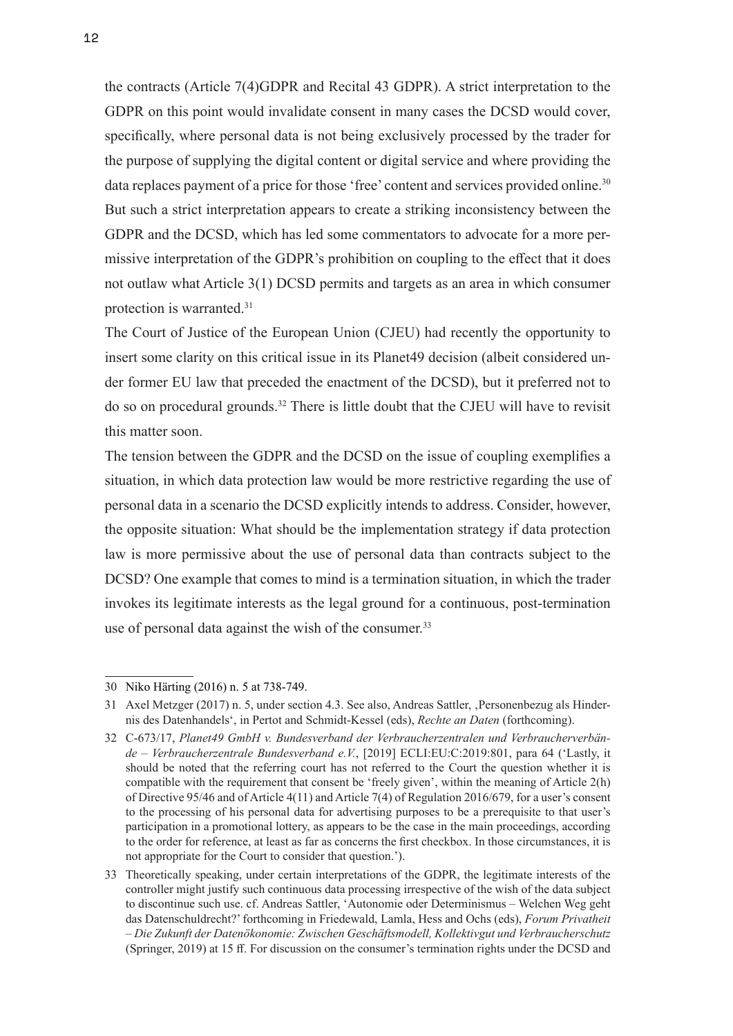the contracts (Article 7(4)GDPR and Recital 43 GDPR). A strict interpretation to the GDPR on this point would invalidate consent in many cases the DCSD would cover, specifically, where personal data is not being exclusively processed by the trader for the purpose of supplying the digital content or digital service and where providing the data replaces payment of a price for those 'free' content and services provided online.[30] But such a strict interpretation appears to create a striking inconsistency between the GDPR and the DCSD, which has led some commentators to advocate for a more permissive interpretation of the GDPR's prohibition on coupling to the effect that it does not outlaw what Article 3(1) DCSD permits and targets as an area in which consumer protection is warranted.[31]

The Court of Justice of the European Union (CJEU) had recently the opportunity to insert some clarity on this critical issue in its Planet49 decision (albeit considered under former EU law that preceded the enactment of the DCSD), but it preferred not to do so on procedural grounds.[32] There is little doubt that the CJEU will have to revisit this matter soon.

The tension between the GDPR and the DCSD on the issue of coupling exemplifies a situation, in which data protection law would be more restrictive regarding the use of personal data in a scenario the DCSD explicitly intends to address. Consider, however, the opposite situation: What should be the implementation strategy if data protection law is more permissive about the use of personal data than contracts subject to the DCSD? One example that comes to mind is a termination situation, in which the trader invokes its legitimate interests as the legal ground for a continuous, post-termination use of personal data against the wish of the consumer.[33]

---

30 Niko Härting (2016) n. 5 at 738-749.

31 Axel Metzger (2017) n. 5, under section 4.3. See also, Andreas Sattler, ‚Personenbezug als Hindernis des Datenhandels', in Pertot and Schmidt-Kessel (eds), *Rechte an Daten* (forthcoming).

32 C-673/17, *Planet49 GmbH v. Bundesverband der Verbraucherzentralen und Verbraucherverbände – Verbraucherzentrale Bundesverband e.V.*, [2019] ECLI:EU:C:2019:801, para 64 ('Lastly, it should be noted that the referring court has not referred to the Court the question whether it is compatible with the requirement that consent be 'freely given', within the meaning of Article 2(h) of Directive 95/46 and of Article 4(11) and Article 7(4) of Regulation 2016/679, for a user's consent to the processing of his personal data for advertising purposes to be a prerequisite to that user's participation in a promotional lottery, as appears to be the case in the main proceedings, according to the order for reference, at least as far as concerns the first checkbox. In those circumstances, it is not appropriate for the Court to consider that question.').

33 Theoretically speaking, under certain interpretations of the GDPR, the legitimate interests of the controller might justify such continuous data processing irrespective of the wish of the data subject to discontinue such use. cf. Andreas Sattler, 'Autonomie oder Determinismus – Welchen Weg geht das Datenschuldrecht?' forthcoming in Friedewald, Lamla, Hess and Ochs (eds), *Forum Privatheit – Die Zukunft der Datenökonomie: Zwischen Geschäftsmodell, Kollektivgut und Verbraucherschutz* (Springer, 2019) at 15 ff. For discussion on the consumer's termination rights under the DCSD and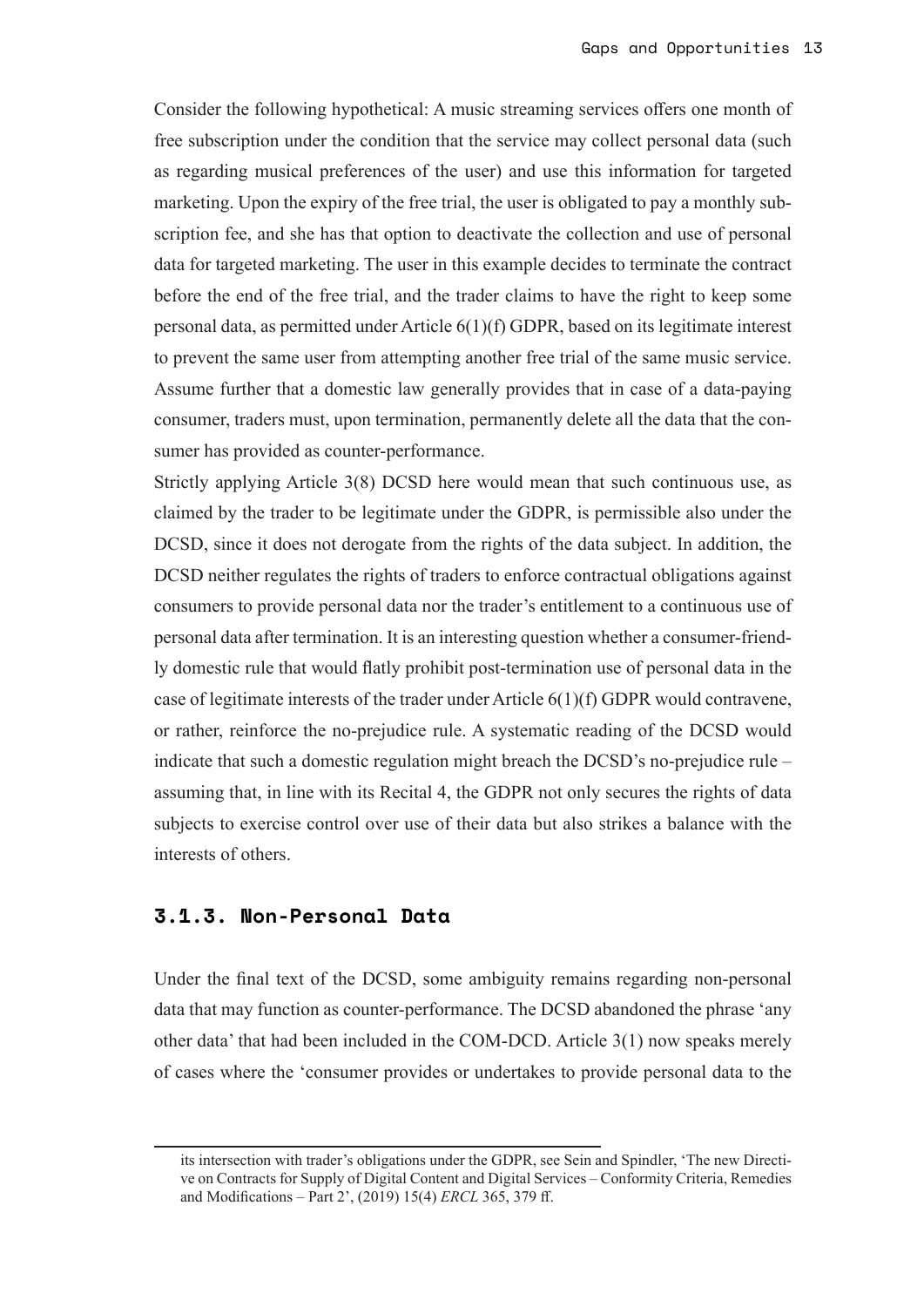Consider the following hypothetical: A music streaming services offers one month of free subscription under the condition that the service may collect personal data (such as regarding musical preferences of the user) and use this information for targeted marketing. Upon the expiry of the free trial, the user is obligated to pay a monthly subscription fee, and she has that option to deactivate the collection and use of personal data for targeted marketing. The user in this example decides to terminate the contract before the end of the free trial, and the trader claims to have the right to keep some personal data, as permitted under Article 6(1)(f) GDPR, based on its legitimate interest to prevent the same user from attempting another free trial of the same music service. Assume further that a domestic law generally provides that in case of a data-paying consumer, traders must, upon termination, permanently delete all the data that the consumer has provided as counter-performance.

Strictly applying Article 3(8) DCSD here would mean that such continuous use, as claimed by the trader to be legitimate under the GDPR, is permissible also under the DCSD, since it does not derogate from the rights of the data subject. In addition, the DCSD neither regulates the rights of traders to enforce contractual obligations against consumers to provide personal data nor the trader's entitlement to a continuous use of personal data after termination. It is an interesting question whether a consumer-friendly domestic rule that would flatly prohibit post-termination use of personal data in the case of legitimate interests of the trader under Article 6(1)(f) GDPR would contravene, or rather, reinforce the no-prejudice rule. A systematic reading of the DCSD would indicate that such a domestic regulation might breach the DCSD's no-prejudice rule – assuming that, in line with its Recital 4, the GDPR not only secures the rights of data subjects to exercise control over use of their data but also strikes a balance with the interests of others.

### 3.1.3. Non-Personal Data

Under the final text of the DCSD, some ambiguity remains regarding non-personal data that may function as counter-performance. The DCSD abandoned the phrase 'any other data' that had been included in the COM-DCD. Article 3(1) now speaks merely of cases where the 'consumer provides or undertakes to provide personal data to the

---

its intersection with trader's obligations under the GDPR, see Sein and Spindler, 'The new Directive on Contracts for Supply of Digital Content and Digital Services – Conformity Criteria, Remedies and Modifications – Part 2', (2019) 15(4) *ERCL* 365, 379 ff.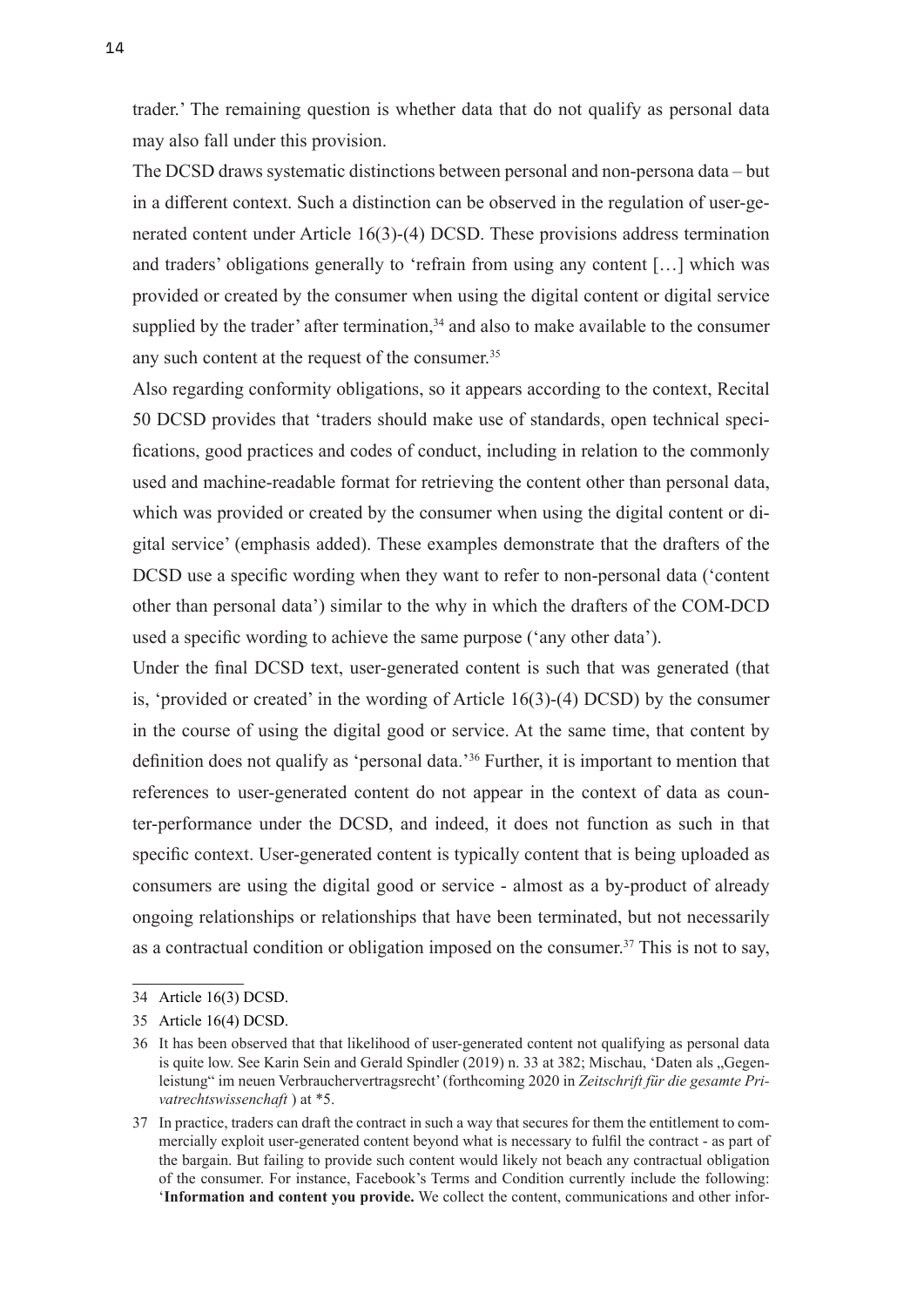trader.' The remaining question is whether data that do not qualify as personal data may also fall under this provision.

The DCSD draws systematic distinctions between personal and non-persona data – but in a different context. Such a distinction can be observed in the regulation of user-generated content under Article 16(3)-(4) DCSD. These provisions address termination and traders' obligations generally to 'refrain from using any content […] which was provided or created by the consumer when using the digital content or digital service supplied by the trader' after termination,[34] and also to make available to the consumer any such content at the request of the consumer.[35]

Also regarding conformity obligations, so it appears according to the context, Recital 50 DCSD provides that 'traders should make use of standards, open technical specifications, good practices and codes of conduct, including in relation to the commonly used and machine-readable format for retrieving the content other than personal data, which was provided or created by the consumer when using the digital content or digital service' (emphasis added). These examples demonstrate that the drafters of the DCSD use a specific wording when they want to refer to non-personal data ('content other than personal data') similar to the why in which the drafters of the COM-DCD used a specific wording to achieve the same purpose ('any other data').

Under the final DCSD text, user-generated content is such that was generated (that is, 'provided or created' in the wording of Article 16(3)-(4) DCSD) by the consumer in the course of using the digital good or service. At the same time, that content by definition does not qualify as 'personal data.'[36] Further, it is important to mention that references to user-generated content do not appear in the context of data as counter-performance under the DCSD, and indeed, it does not function as such in that specific context. User-generated content is typically content that is being uploaded as consumers are using the digital good or service - almost as a by-product of already ongoing relationships or relationships that have been terminated, but not necessarily as a contractual condition or obligation imposed on the consumer.[37] This is not to say,

---

34 Article 16(3) DCSD.

35 Article 16(4) DCSD.

36 It has been observed that that likelihood of user-generated content not qualifying as personal data is quite low. See Karin Sein and Gerald Spindler (2019) n. 33 at 382; Mischau, 'Daten als „Gegenleistung" im neuen Verbrauchervertragsrecht' (forthcoming 2020 in *Zeitschrift für die gesamte Privatrechtswissenschaft* ) at *5.

37 In practice, traders can draft the contract in such a way that secures for them the entitlement to commercially exploit user-generated content beyond what is necessary to fulfil the contract - as part of the bargain. But failing to provide such content would likely not beach any contractual obligation of the consumer. For instance, Facebook's Terms and Condition currently include the following: '**Information and content you provide.** We collect the content, communications and other infor-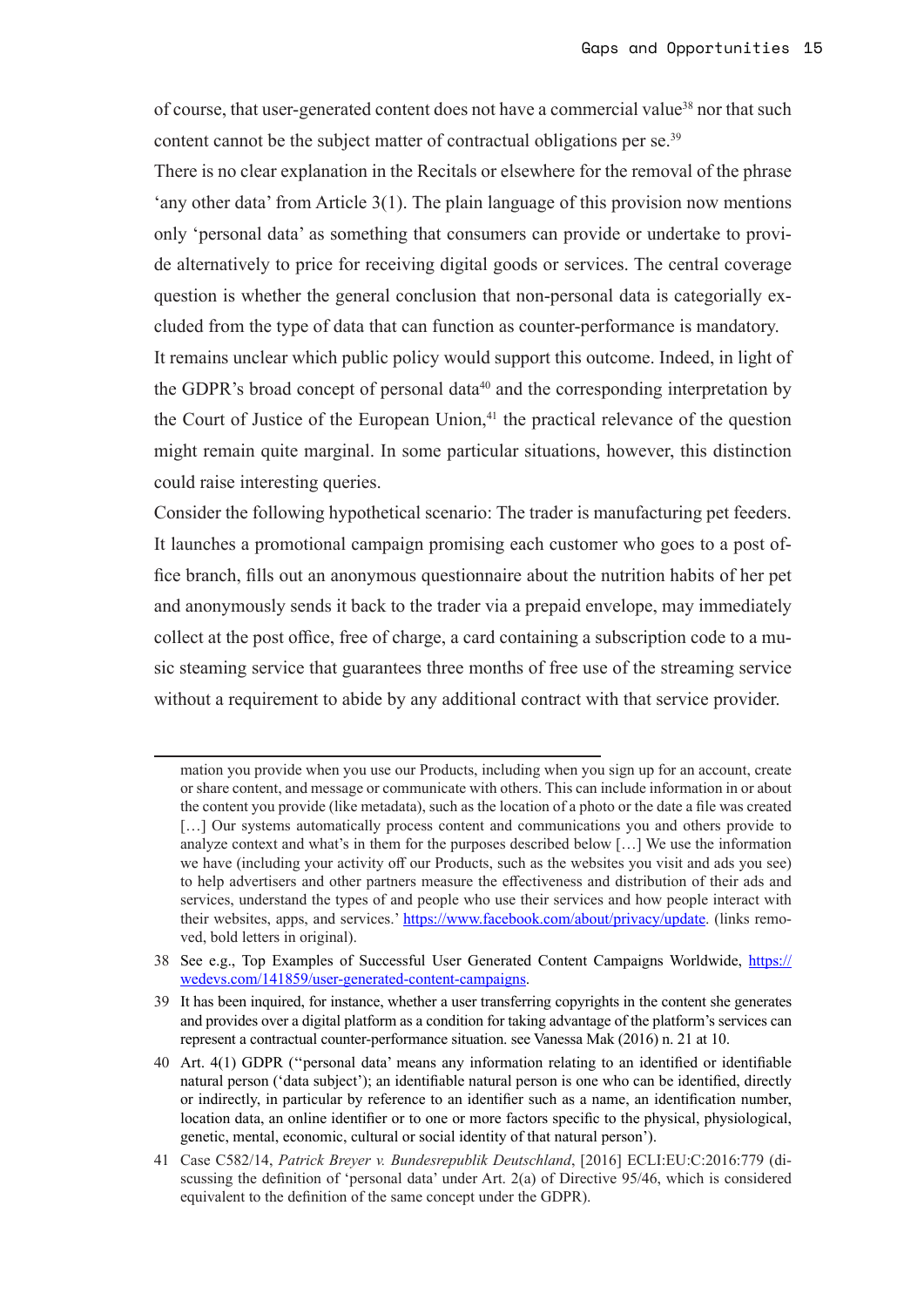of course, that user-generated content does not have a commercial value[38] nor that such content cannot be the subject matter of contractual obligations per se.[39]

There is no clear explanation in the Recitals or elsewhere for the removal of the phrase 'any other data' from Article 3(1). The plain language of this provision now mentions only 'personal data' as something that consumers can provide or undertake to provide alternatively to price for receiving digital goods or services. The central coverage question is whether the general conclusion that non-personal data is categorially excluded from the type of data that can function as counter-performance is mandatory. It remains unclear which public policy would support this outcome. Indeed, in light of the GDPR's broad concept of personal data[40] and the corresponding interpretation by the Court of Justice of the European Union,[41] the practical relevance of the question might remain quite marginal. In some particular situations, however, this distinction could raise interesting queries.

Consider the following hypothetical scenario: The trader is manufacturing pet feeders. It launches a promotional campaign promising each customer who goes to a post office branch, fills out an anonymous questionnaire about the nutrition habits of her pet and anonymously sends it back to the trader via a prepaid envelope, may immediately collect at the post office, free of charge, a card containing a subscription code to a music steaming service that guarantees three months of free use of the streaming service without a requirement to abide by any additional contract with that service provider.

---

mation you provide when you use our Products, including when you sign up for an account, create or share content, and message or communicate with others. This can include information in or about the content you provide (like metadata), such as the location of a photo or the date a file was created […] Our systems automatically process content and communications you and others provide to analyze context and what's in them for the purposes described below […] We use the information we have (including your activity off our Products, such as the websites you visit and ads you see) to help advertisers and other partners measure the effectiveness and distribution of their ads and services, understand the types of and people who use their services and how people interact with their websites, apps, and services.' https://www.facebook.com/about/privacy/update. (links removed, bold letters in original).

38 See e.g., Top Examples of Successful User Generated Content Campaigns Worldwide, https://wedevs.com/141859/user-generated-content-campaigns.

39 It has been inquired, for instance, whether a user transferring copyrights in the content she generates and provides over a digital platform as a condition for taking advantage of the platform's services can represent a contractual counter-performance situation. see Vanessa Mak (2016) n. 21 at 10.

40 Art. 4(1) GDPR ("personal data' means any information relating to an identified or identifiable natural person ('data subject'); an identifiable natural person is one who can be identified, directly or indirectly, in particular by reference to an identifier such as a name, an identification number, location data, an online identifier or to one or more factors specific to the physical, physiological, genetic, mental, economic, cultural or social identity of that natural person').

41 Case C582/14, *Patrick Breyer v. Bundesrepublik Deutschland*, [2016] ECLI:EU:C:2016:779 (discussing the definition of 'personal data' under Art. 2(a) of Directive 95/46, which is considered equivalent to the definition of the same concept under the GDPR).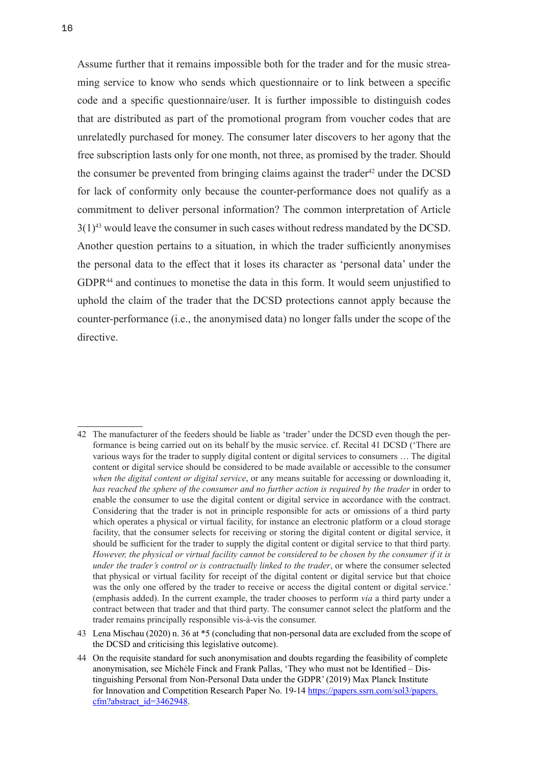Assume further that it remains impossible both for the trader and for the music streaming service to know who sends which questionnaire or to link between a specific code and a specific questionnaire/user. It is further impossible to distinguish codes that are distributed as part of the promotional program from voucher codes that are unrelatedly purchased for money. The consumer later discovers to her agony that the free subscription lasts only for one month, not three, as promised by the trader. Should the consumer be prevented from bringing claims against the trader[42] under the DCSD for lack of conformity only because the counter-performance does not qualify as a commitment to deliver personal information? The common interpretation of Article 3(1)[43] would leave the consumer in such cases without redress mandated by the DCSD. Another question pertains to a situation, in which the trader sufficiently anonymises the personal data to the effect that it loses its character as 'personal data' under the GDPR[44] and continues to monetise the data in this form. It would seem unjustified to uphold the claim of the trader that the DCSD protections cannot apply because the counter-performance (i.e., the anonymised data) no longer falls under the scope of the directive.

---

42 The manufacturer of the feeders should be liable as 'trader' under the DCSD even though the performance is being carried out on its behalf by the music service. cf. Recital 41 DCSD ('There are various ways for the trader to supply digital content or digital services to consumers … The digital content or digital service should be considered to be made available or accessible to the consumer *when the digital content or digital service*, or any means suitable for accessing or downloading it, *has reached the sphere of the consumer and no further action is required by the trader* in order to enable the consumer to use the digital content or digital service in accordance with the contract. Considering that the trader is not in principle responsible for acts or omissions of a third party which operates a physical or virtual facility, for instance an electronic platform or a cloud storage facility, that the consumer selects for receiving or storing the digital content or digital service, it should be sufficient for the trader to supply the digital content or digital service to that third party. *However, the physical or virtual facility cannot be considered to be chosen by the consumer if it is under the trader's control or is contractually linked to the trader*, or where the consumer selected that physical or virtual facility for receipt of the digital content or digital service but that choice was the only one offered by the trader to receive or access the digital content or digital service.' (emphasis added). In the current example, the trader chooses to perform *via* a third party under a contract between that trader and that third party. The consumer cannot select the platform and the trader remains principally responsible vis-à-vis the consumer.

43 Lena Mischau (2020) n. 36 at *5 (concluding that non-personal data are excluded from the scope of the DCSD and criticising this legislative outcome).

44 On the requisite standard for such anonymisation and doubts regarding the feasibility of complete anonymisation, see Michèle Finck and Frank Pallas, 'They who must not be Identified – Distinguishing Personal from Non-Personal Data under the GDPR' (2019) Max Planck Institute for Innovation and Competition Research Paper No. 19-14 https://papers.ssrn.com/sol3/papers.cfm?abstract_id=3462948.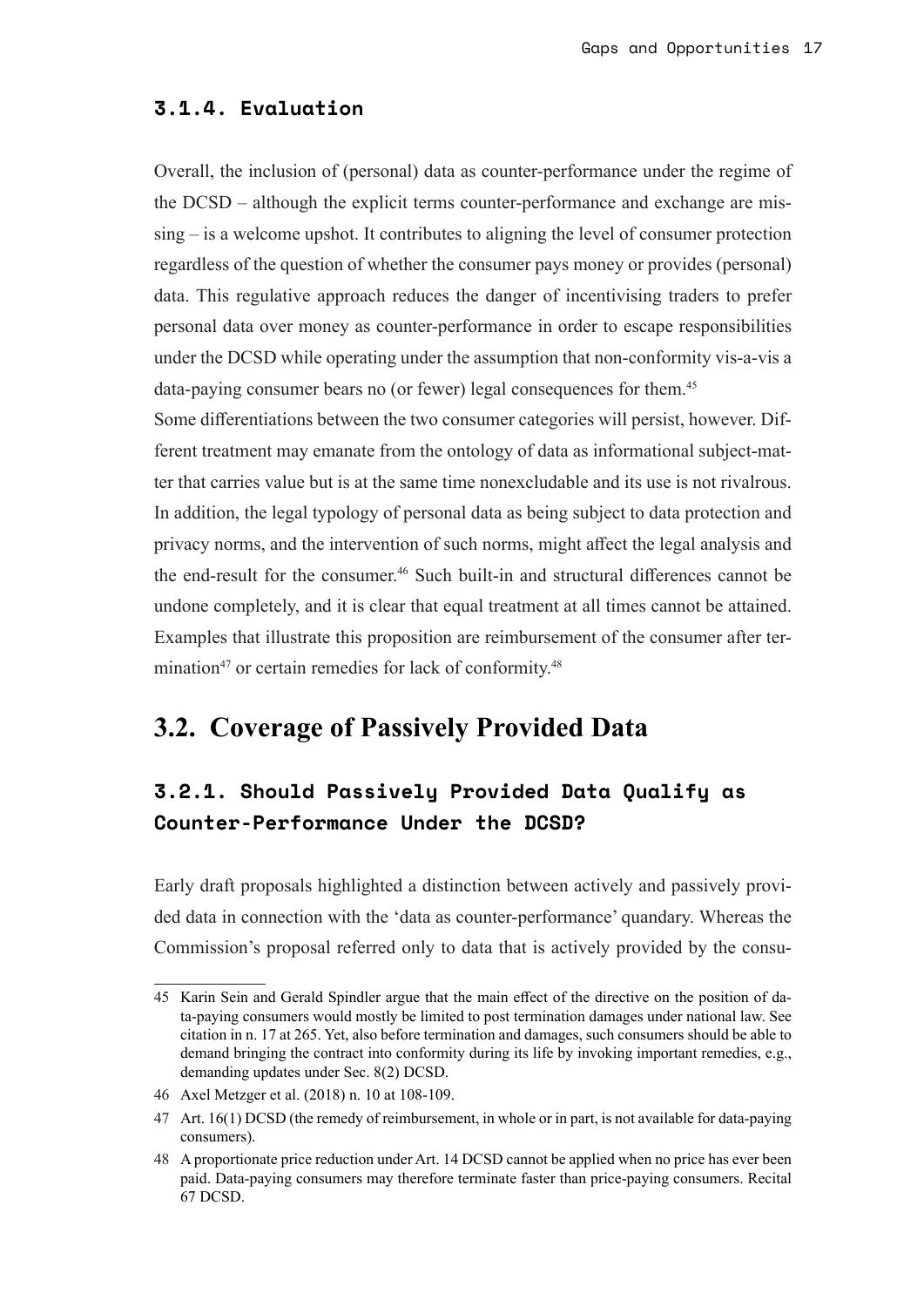### 3.1.4. Evaluation

Overall, the inclusion of (personal) data as counter-performance under the regime of the DCSD – although the explicit terms counter-performance and exchange are missing – is a welcome upshot. It contributes to aligning the level of consumer protection regardless of the question of whether the consumer pays money or provides (personal) data. This regulative approach reduces the danger of incentivising traders to prefer personal data over money as counter-performance in order to escape responsibilities under the DCSD while operating under the assumption that non-conformity vis-a-vis a data-paying consumer bears no (or fewer) legal consequences for them.[45]

Some differentiations between the two consumer categories will persist, however. Different treatment may emanate from the ontology of data as informational subject-matter that carries value but is at the same time nonexcludable and its use is not rivalrous. In addition, the legal typology of personal data as being subject to data protection and privacy norms, and the intervention of such norms, might affect the legal analysis and the end-result for the consumer.[46] Such built-in and structural differences cannot be undone completely, and it is clear that equal treatment at all times cannot be attained. Examples that illustrate this proposition are reimbursement of the consumer after termination[47] or certain remedies for lack of conformity.[48]

## 3.2. Coverage of Passively Provided Data

### 3.2.1. Should Passively Provided Data Qualify as Counter-Performance Under the DCSD?

Early draft proposals highlighted a distinction between actively and passively provided data in connection with the 'data as counter-performance' quandary. Whereas the Commission's proposal referred only to data that is actively provided by the consu-

---

45 Karin Sein and Gerald Spindler argue that the main effect of the directive on the position of data-paying consumers would mostly be limited to post termination damages under national law. See citation in n. 17 at 265. Yet, also before termination and damages, such consumers should be able to demand bringing the contract into conformity during its life by invoking important remedies, e.g., demanding updates under Sec. 8(2) DCSD.

46 Axel Metzger et al. (2018) n. 10 at 108-109.

47 Art. 16(1) DCSD (the remedy of reimbursement, in whole or in part, is not available for data-paying consumers).

48 A proportionate price reduction under Art. 14 DCSD cannot be applied when no price has ever been paid. Data-paying consumers may therefore terminate faster than price-paying consumers. Recital 67 DCSD.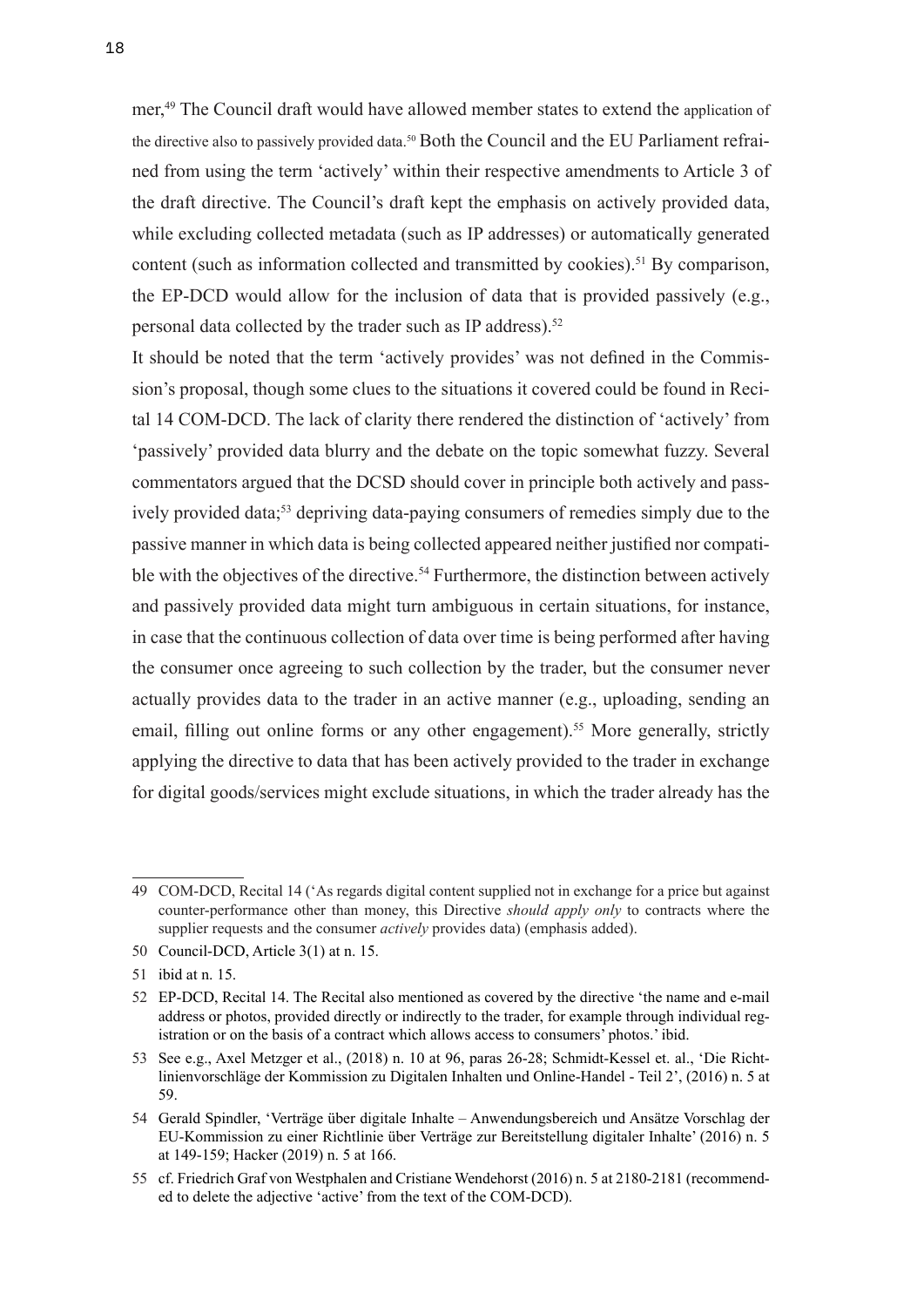mer,[49] The Council draft would have allowed member states to extend the application of the directive also to passively provided data.[50] Both the Council and the EU Parliament refrained from using the term 'actively' within their respective amendments to Article 3 of the draft directive. The Council's draft kept the emphasis on actively provided data, while excluding collected metadata (such as IP addresses) or automatically generated content (such as information collected and transmitted by cookies).[51] By comparison, the EP-DCD would allow for the inclusion of data that is provided passively (e.g., personal data collected by the trader such as IP address).[52]

It should be noted that the term 'actively provides' was not defined in the Commission's proposal, though some clues to the situations it covered could be found in Recital 14 COM-DCD. The lack of clarity there rendered the distinction of 'actively' from 'passively' provided data blurry and the debate on the topic somewhat fuzzy. Several commentators argued that the DCSD should cover in principle both actively and passively provided data;[53] depriving data-paying consumers of remedies simply due to the passive manner in which data is being collected appeared neither justified nor compatible with the objectives of the directive.[54] Furthermore, the distinction between actively and passively provided data might turn ambiguous in certain situations, for instance, in case that the continuous collection of data over time is being performed after having the consumer once agreeing to such collection by the trader, but the consumer never actually provides data to the trader in an active manner (e.g., uploading, sending an email, filling out online forms or any other engagement).[55] More generally, strictly applying the directive to data that has been actively provided to the trader in exchange for digital goods/services might exclude situations, in which the trader already has the

---

49 COM-DCD, Recital 14 ('As regards digital content supplied not in exchange for a price but against counter-performance other than money, this Directive *should apply only* to contracts where the supplier requests and the consumer *actively* provides data) (emphasis added).

50 Council-DCD, Article 3(1) at n. 15.

51 ibid at n. 15.

52 EP-DCD, Recital 14. The Recital also mentioned as covered by the directive 'the name and e-mail address or photos, provided directly or indirectly to the trader, for example through individual registration or on the basis of a contract which allows access to consumers' photos.' ibid.

53 See e.g., Axel Metzger et al., (2018) n. 10 at 96, paras 26-28; Schmidt-Kessel et. al., 'Die Richtlinienvorschläge der Kommission zu Digitalen Inhalten und Online-Handel - Teil 2', (2016) n. 5 at 59.

54 Gerald Spindler, 'Verträge über digitale Inhalte – Anwendungsbereich und Ansätze Vorschlag der EU-Kommission zu einer Richtlinie über Verträge zur Bereitstellung digitaler Inhalte' (2016) n. 5 at 149-159; Hacker (2019) n. 5 at 166.

55 cf. Friedrich Graf von Westphalen and Cristiane Wendehorst (2016) n. 5 at 2180-2181 (recommended to delete the adjective 'active' from the text of the COM-DCD).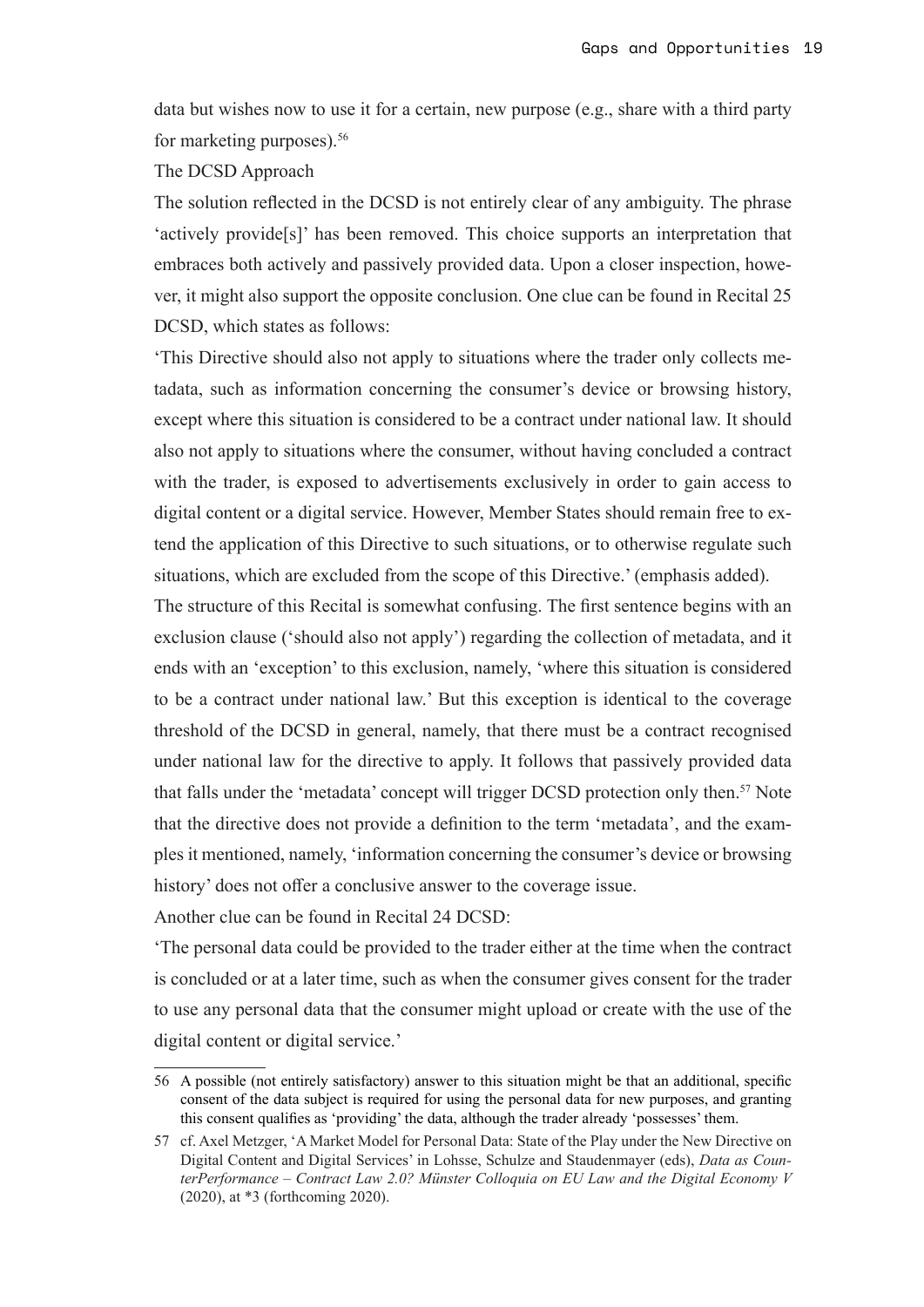data but wishes now to use it for a certain, new purpose (e.g., share with a third party for marketing purposes).[56]

### The DCSD Approach

The solution reflected in the DCSD is not entirely clear of any ambiguity. The phrase 'actively provide[s]' has been removed. This choice supports an interpretation that embraces both actively and passively provided data. Upon a closer inspection, however, it might also support the opposite conclusion. One clue can be found in Recital 25 DCSD, which states as follows:

'This Directive should also not apply to situations where the trader only collects metadata, such as information concerning the consumer's device or browsing history, except where this situation is considered to be a contract under national law. It should also not apply to situations where the consumer, without having concluded a contract with the trader, is exposed to advertisements exclusively in order to gain access to digital content or a digital service. However, Member States should remain free to extend the application of this Directive to such situations, or to otherwise regulate such situations, which are excluded from the scope of this Directive.' (emphasis added).

The structure of this Recital is somewhat confusing. The first sentence begins with an exclusion clause ('should also not apply') regarding the collection of metadata, and it ends with an 'exception' to this exclusion, namely, 'where this situation is considered to be a contract under national law.' But this exception is identical to the coverage threshold of the DCSD in general, namely, that there must be a contract recognised under national law for the directive to apply. It follows that passively provided data that falls under the 'metadata' concept will trigger DCSD protection only then.[57] Note that the directive does not provide a definition to the term 'metadata', and the examples it mentioned, namely, 'information concerning the consumer's device or browsing history' does not offer a conclusive answer to the coverage issue.

Another clue can be found in Recital 24 DCSD:

'The personal data could be provided to the trader either at the time when the contract is concluded or at a later time, such as when the consumer gives consent for the trader to use any personal data that the consumer might upload or create with the use of the digital content or digital service.'

---

56 A possible (not entirely satisfactory) answer to this situation might be that an additional, specific consent of the data subject is required for using the personal data for new purposes, and granting this consent qualifies as 'providing' the data, although the trader already 'possesses' them.

57 cf. Axel Metzger, 'A Market Model for Personal Data: State of the Play under the New Directive on Digital Content and Digital Services' in Lohsse, Schulze and Staudenmayer (eds), *Data as CounterPerformance – Contract Law 2.0? Münster Colloquia on EU Law and the Digital Economy V* (2020), at *3 (forthcoming 2020).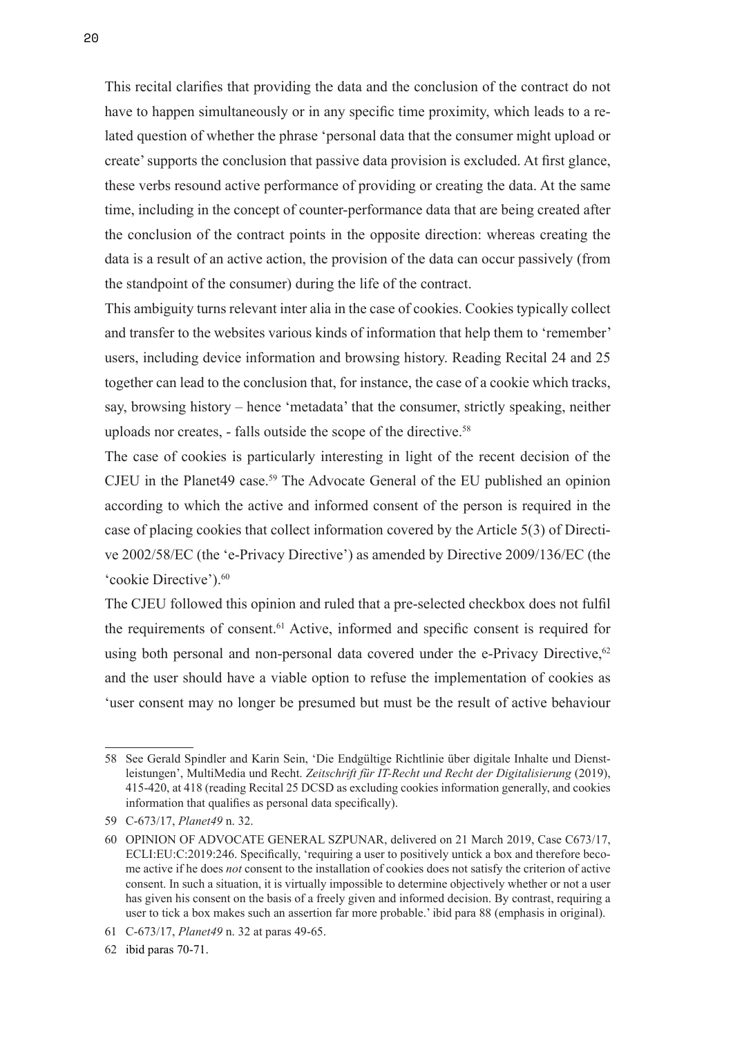This recital clarifies that providing the data and the conclusion of the contract do not have to happen simultaneously or in any specific time proximity, which leads to a related question of whether the phrase 'personal data that the consumer might upload or create' supports the conclusion that passive data provision is excluded. At first glance, these verbs resound active performance of providing or creating the data. At the same time, including in the concept of counter-performance data that are being created after the conclusion of the contract points in the opposite direction: whereas creating the data is a result of an active action, the provision of the data can occur passively (from the standpoint of the consumer) during the life of the contract.

This ambiguity turns relevant inter alia in the case of cookies. Cookies typically collect and transfer to the websites various kinds of information that help them to 'remember' users, including device information and browsing history. Reading Recital 24 and 25 together can lead to the conclusion that, for instance, the case of a cookie which tracks, say, browsing history – hence 'metadata' that the consumer, strictly speaking, neither uploads nor creates, - falls outside the scope of the directive.[58]

The case of cookies is particularly interesting in light of the recent decision of the CJEU in the Planet49 case.[59] The Advocate General of the EU published an opinion according to which the active and informed consent of the person is required in the case of placing cookies that collect information covered by the Article 5(3) of Directive 2002/58/EC (the 'e-Privacy Directive') as amended by Directive 2009/136/EC (the 'cookie Directive').[60]

The CJEU followed this opinion and ruled that a pre-selected checkbox does not fulfil the requirements of consent.[61] Active, informed and specific consent is required for using both personal and non-personal data covered under the e-Privacy Directive,[62] and the user should have a viable option to refuse the implementation of cookies as 'user consent may no longer be presumed but must be the result of active behaviour

---

58 See Gerald Spindler and Karin Sein, 'Die Endgültige Richtlinie über digitale Inhalte und Dienstleistungen', MultiMedia und Recht. *Zeitschrift für IT-Recht und Recht der Digitalisierung* (2019), 415-420, at 418 (reading Recital 25 DCSD as excluding cookies information generally, and cookies information that qualifies as personal data specifically).

59 C-673/17, *Planet49* n. 32.

60 OPINION OF ADVOCATE GENERAL SZPUNAR, delivered on 21 March 2019, Case C673/17, ECLI:EU:C:2019:246. Specifically, 'requiring a user to positively untick a box and therefore become active if he does *not* consent to the installation of cookies does not satisfy the criterion of active consent. In such a situation, it is virtually impossible to determine objectively whether or not a user has given his consent on the basis of a freely given and informed decision. By contrast, requiring a user to tick a box makes such an assertion far more probable.' ibid para 88 (emphasis in original).

61 C-673/17, *Planet49* n. 32 at paras 49-65.

62 ibid paras 70-71.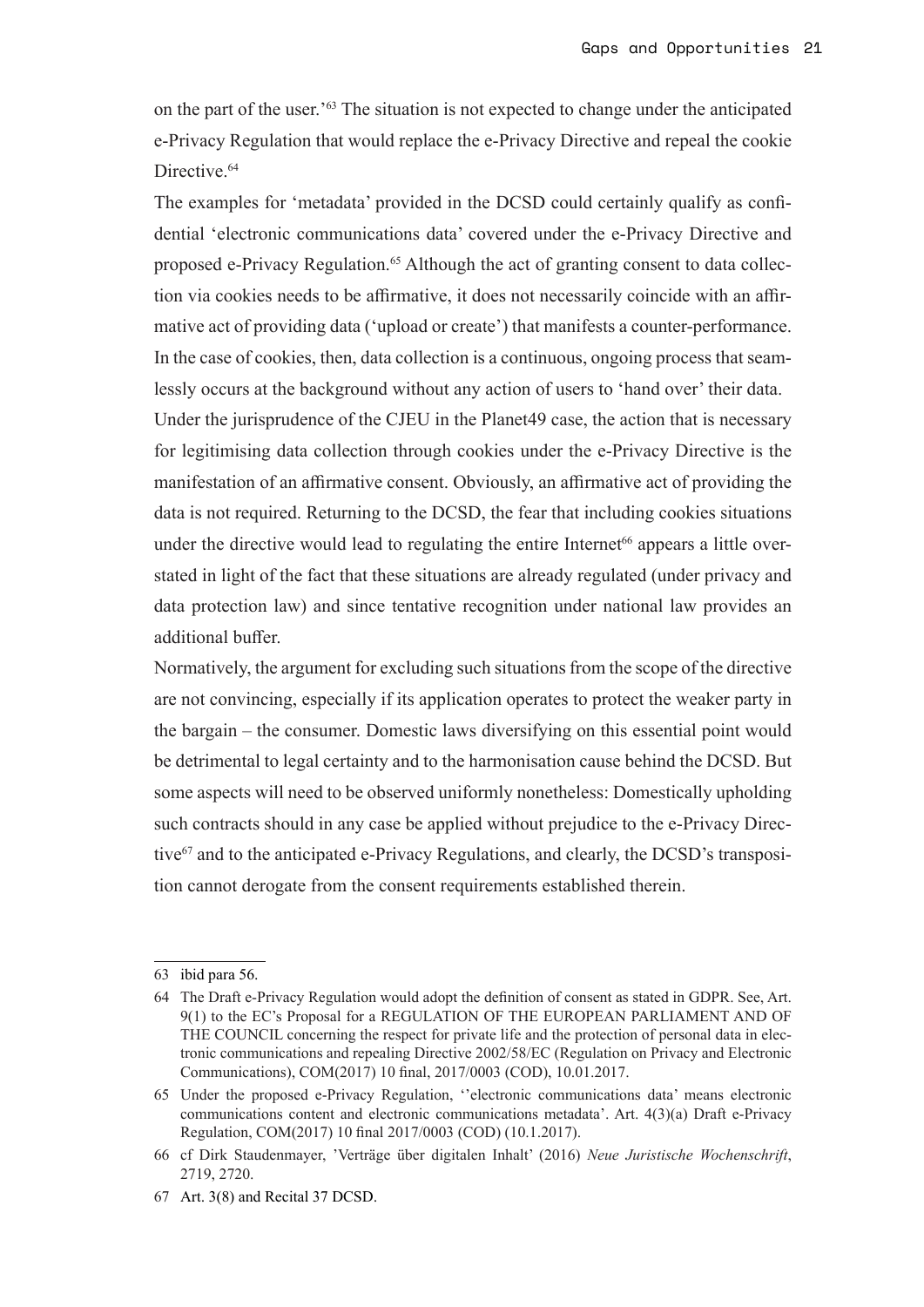on the part of the user.'[63] The situation is not expected to change under the anticipated e-Privacy Regulation that would replace the e-Privacy Directive and repeal the cookie Directive.[64]

The examples for 'metadata' provided in the DCSD could certainly qualify as confidential 'electronic communications data' covered under the e-Privacy Directive and proposed e-Privacy Regulation.[65] Although the act of granting consent to data collection via cookies needs to be affirmative, it does not necessarily coincide with an affirmative act of providing data ('upload or create') that manifests a counter-performance. In the case of cookies, then, data collection is a continuous, ongoing process that seamlessly occurs at the background without any action of users to 'hand over' their data.

Under the jurisprudence of the CJEU in the Planet49 case, the action that is necessary for legitimising data collection through cookies under the e-Privacy Directive is the manifestation of an affirmative consent. Obviously, an affirmative act of providing the data is not required. Returning to the DCSD, the fear that including cookies situations under the directive would lead to regulating the entire Internet[66] appears a little overstated in light of the fact that these situations are already regulated (under privacy and data protection law) and since tentative recognition under national law provides an additional buffer.

Normatively, the argument for excluding such situations from the scope of the directive are not convincing, especially if its application operates to protect the weaker party in the bargain – the consumer. Domestic laws diversifying on this essential point would be detrimental to legal certainty and to the harmonisation cause behind the DCSD. But some aspects will need to be observed uniformly nonetheless: Domestically upholding such contracts should in any case be applied without prejudice to the e-Privacy Directive[67] and to the anticipated e-Privacy Regulations, and clearly, the DCSD's transposition cannot derogate from the consent requirements established therein.

---

63 ibid para 56.

64 The Draft e-Privacy Regulation would adopt the definition of consent as stated in GDPR. See, Art. 9(1) to the EC's Proposal for a REGULATION OF THE EUROPEAN PARLIAMENT AND OF THE COUNCIL concerning the respect for private life and the protection of personal data in electronic communications and repealing Directive 2002/58/EC (Regulation on Privacy and Electronic Communications), COM(2017) 10 final, 2017/0003 (COD), 10.01.2017.

65 Under the proposed e-Privacy Regulation, ''electronic communications data' means electronic communications content and electronic communications metadata'. Art. 4(3)(a) Draft e-Privacy Regulation, COM(2017) 10 final 2017/0003 (COD) (10.1.2017).

66 cf Dirk Staudenmayer, 'Verträge über digitalen Inhalt' (2016) *Neue Juristische Wochenschrift*, 2719, 2720.

67 Art. 3(8) and Recital 37 DCSD.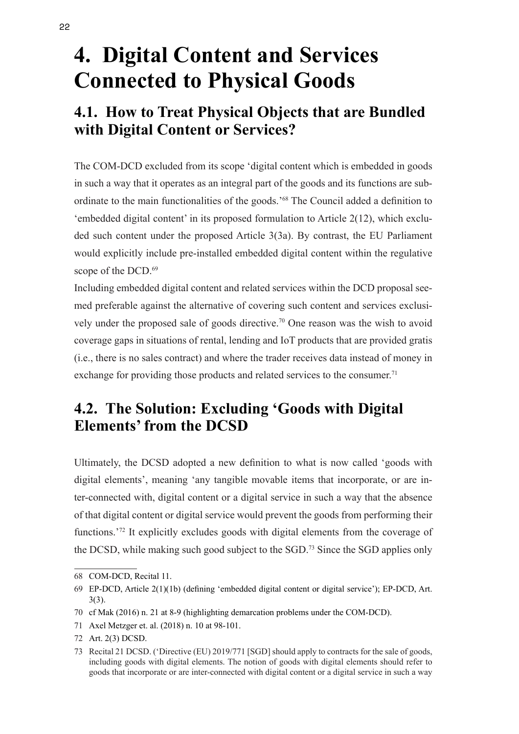# 4. Digital Content and Services Connected to Physical Goods

## 4.1. How to Treat Physical Objects that are Bundled with Digital Content or Services?

The COM-DCD excluded from its scope 'digital content which is embedded in goods in such a way that it operates as an integral part of the goods and its functions are subordinate to the main functionalities of the goods.'[68] The Council added a definition to 'embedded digital content' in its proposed formulation to Article 2(12), which excluded such content under the proposed Article 3(3a). By contrast, the EU Parliament would explicitly include pre-installed embedded digital content within the regulative scope of the DCD.[69]

Including embedded digital content and related services within the DCD proposal seemed preferable against the alternative of covering such content and services exclusively under the proposed sale of goods directive.[70] One reason was the wish to avoid coverage gaps in situations of rental, lending and IoT products that are provided gratis (i.e., there is no sales contract) and where the trader receives data instead of money in exchange for providing those products and related services to the consumer.[71]

## 4.2. The Solution: Excluding 'Goods with Digital Elements' from the DCSD

Ultimately, the DCSD adopted a new definition to what is now called 'goods with digital elements', meaning 'any tangible movable items that incorporate, or are inter-connected with, digital content or a digital service in such a way that the absence of that digital content or digital service would prevent the goods from performing their functions.'[72] It explicitly excludes goods with digital elements from the coverage of the DCSD, while making such good subject to the SGD.[73] Since the SGD applies only

---

68 COM-DCD, Recital 11.

69 EP-DCD, Article 2(1)(1b) (defining 'embedded digital content or digital service'); EP-DCD, Art. 3(3).

70 cf Mak (2016) n. 21 at 8-9 (highlighting demarcation problems under the COM-DCD).

71 Axel Metzger et. al. (2018) n. 10 at 98-101.

72 Art. 2(3) DCSD.

73 Recital 21 DCSD. ('Directive (EU) 2019/771 [SGD] should apply to contracts for the sale of goods, including goods with digital elements. The notion of goods with digital elements should refer to goods that incorporate or are inter-connected with digital content or a digital service in such a way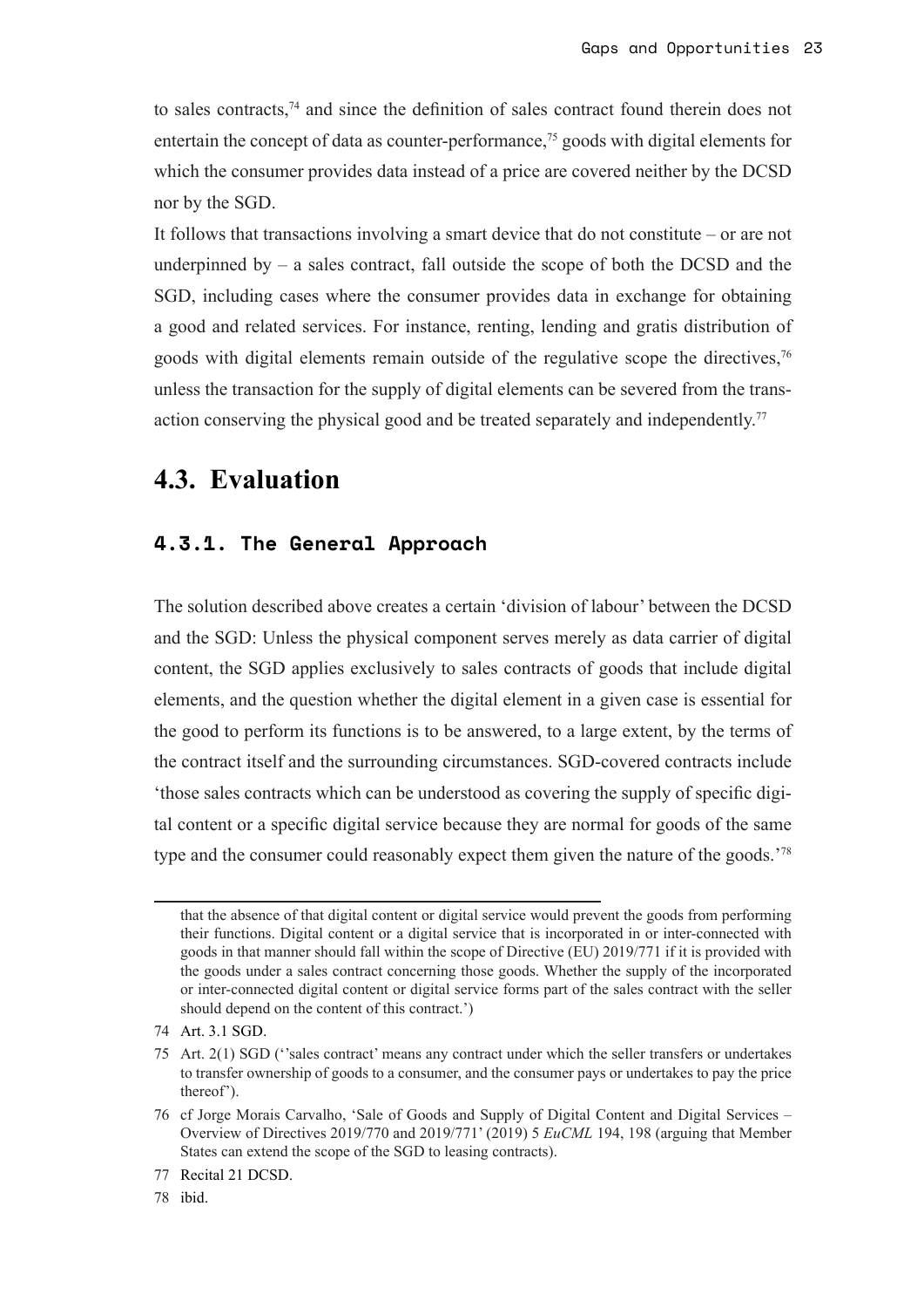to sales contracts,[74] and since the definition of sales contract found therein does not entertain the concept of data as counter-performance,[75] goods with digital elements for which the consumer provides data instead of a price are covered neither by the DCSD nor by the SGD.

It follows that transactions involving a smart device that do not constitute – or are not underpinned by – a sales contract, fall outside the scope of both the DCSD and the SGD, including cases where the consumer provides data in exchange for obtaining a good and related services. For instance, renting, lending and gratis distribution of goods with digital elements remain outside of the regulative scope the directives,[76] unless the transaction for the supply of digital elements can be severed from the transaction conserving the physical good and be treated separately and independently.[77]

## 4.3. Evaluation

### 4.3.1. The General Approach

The solution described above creates a certain 'division of labour' between the DCSD and the SGD: Unless the physical component serves merely as data carrier of digital content, the SGD applies exclusively to sales contracts of goods that include digital elements, and the question whether the digital element in a given case is essential for the good to perform its functions is to be answered, to a large extent, by the terms of the contract itself and the surrounding circumstances. SGD-covered contracts include 'those sales contracts which can be understood as covering the supply of specific digital content or a specific digital service because they are normal for goods of the same type and the consumer could reasonably expect them given the nature of the goods.'[78]

---

that the absence of that digital content or digital service would prevent the goods from performing their functions. Digital content or a digital service that is incorporated in or inter-connected with goods in that manner should fall within the scope of Directive (EU) 2019/771 if it is provided with the goods under a sales contract concerning those goods. Whether the supply of the incorporated or inter-connected digital content or digital service forms part of the sales contract with the seller should depend on the content of this contract.')

74 Art. 3.1 SGD.

75 Art. 2(1) SGD (''sales contract' means any contract under which the seller transfers or undertakes to transfer ownership of goods to a consumer, and the consumer pays or undertakes to pay the price thereof').

76 cf Jorge Morais Carvalho, 'Sale of Goods and Supply of Digital Content and Digital Services – Overview of Directives 2019/770 and 2019/771' (2019) 5 *EuCML* 194, 198 (arguing that Member States can extend the scope of the SGD to leasing contracts).

77 Recital 21 DCSD.

78 ibid.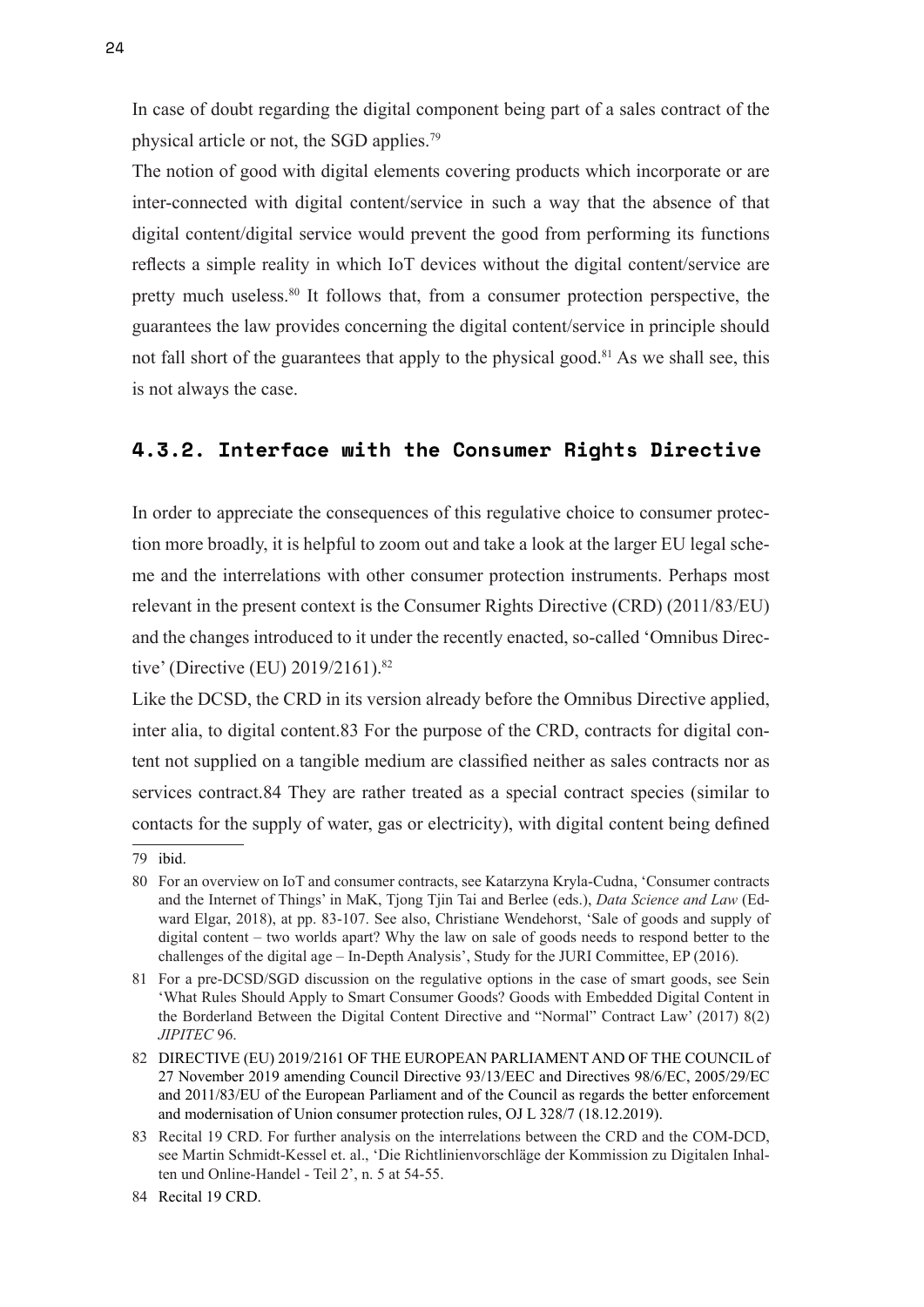In case of doubt regarding the digital component being part of a sales contract of the physical article or not, the SGD applies.[79]

The notion of good with digital elements covering products which incorporate or are inter-connected with digital content/service in such a way that the absence of that digital content/digital service would prevent the good from performing its functions reflects a simple reality in which IoT devices without the digital content/service are pretty much useless.[80] It follows that, from a consumer protection perspective, the guarantees the law provides concerning the digital content/service in principle should not fall short of the guarantees that apply to the physical good.[81] As we shall see, this is not always the case.

### 4.3.2. Interface with the Consumer Rights Directive

In order to appreciate the consequences of this regulative choice to consumer protection more broadly, it is helpful to zoom out and take a look at the larger EU legal scheme and the interrelations with other consumer protection instruments. Perhaps most relevant in the present context is the Consumer Rights Directive (CRD) (2011/83/EU) and the changes introduced to it under the recently enacted, so-called 'Omnibus Directive' (Directive (EU) 2019/2161).[82]

Like the DCSD, the CRD in its version already before the Omnibus Directive applied, inter alia, to digital content.83 For the purpose of the CRD, contracts for digital content not supplied on a tangible medium are classified neither as sales contracts nor as services contract.84 They are rather treated as a special contract species (similar to contacts for the supply of water, gas or electricity), with digital content being defined

---

79 ibid.

80 For an overview on IoT and consumer contracts, see Katarzyna Kryla-Cudna, 'Consumer contracts and the Internet of Things' in MaK, Tjong Tjin Tai and Berlee (eds.), *Data Science and Law* (Edward Elgar, 2018), at pp. 83-107. See also, Christiane Wendehorst, 'Sale of goods and supply of digital content – two worlds apart? Why the law on sale of goods needs to respond better to the challenges of the digital age – In-Depth Analysis', Study for the JURI Committee, EP (2016).

81 For a pre-DCSD/SGD discussion on the regulative options in the case of smart goods, see Sein 'What Rules Should Apply to Smart Consumer Goods? Goods with Embedded Digital Content in the Borderland Between the Digital Content Directive and "Normal" Contract Law' (2017) 8(2) *JIPITEC* 96.

82 DIRECTIVE (EU) 2019/2161 OF THE EUROPEAN PARLIAMENT AND OF THE COUNCIL of 27 November 2019 amending Council Directive 93/13/EEC and Directives 98/6/EC, 2005/29/EC and 2011/83/EU of the European Parliament and of the Council as regards the better enforcement and modernisation of Union consumer protection rules, OJ L 328/7 (18.12.2019).

83 Recital 19 CRD. For further analysis on the interrelations between the CRD and the COM-DCD, see Martin Schmidt-Kessel et. al., 'Die Richtlinienvorschläge der Kommission zu Digitalen Inhalten und Online-Handel - Teil 2', n. 5 at 54-55.

84 Recital 19 CRD.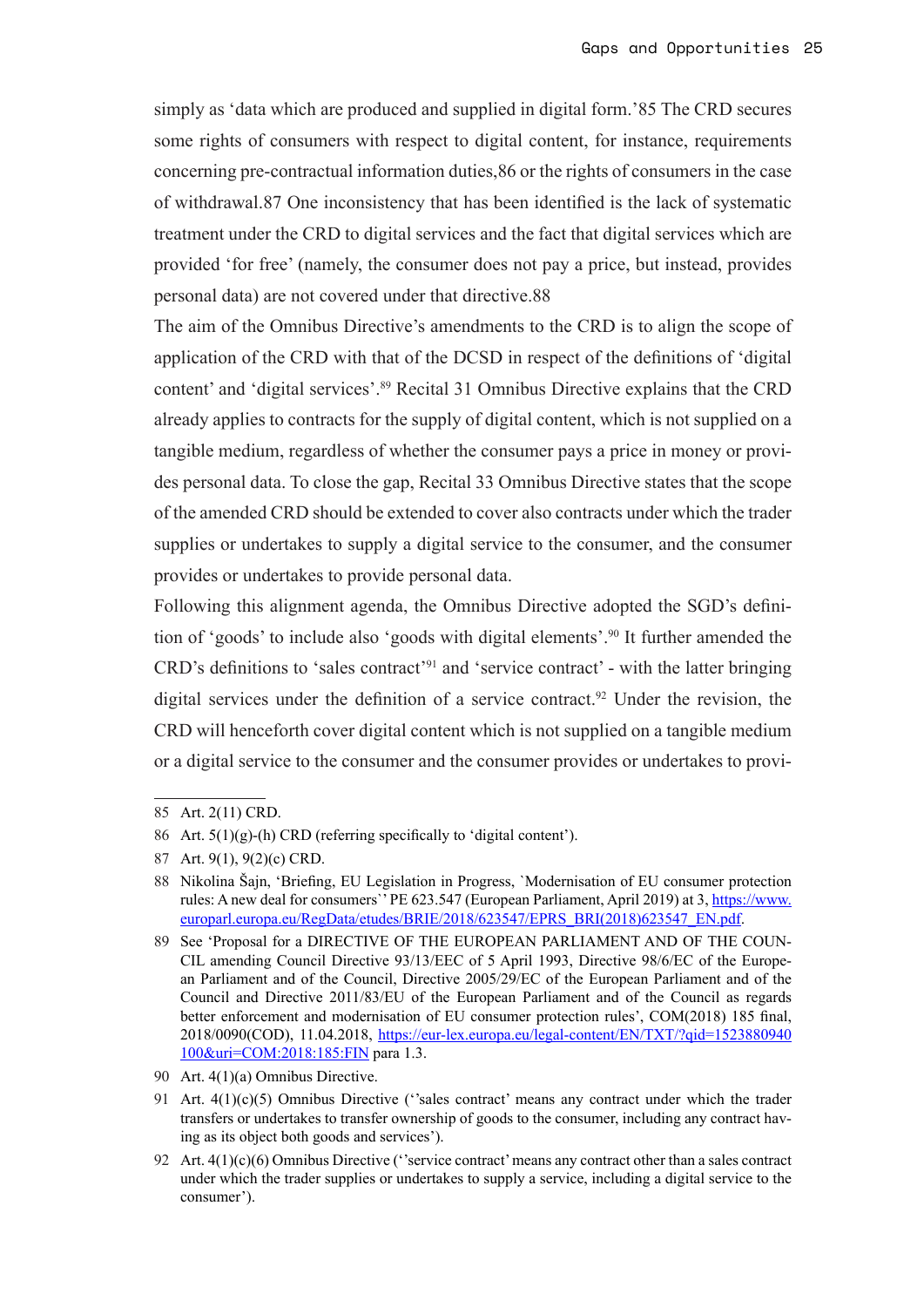simply as 'data which are produced and supplied in digital form.'[85] The CRD secures some rights of consumers with respect to digital content, for instance, requirements concerning pre-contractual information duties,[86] or the rights of consumers in the case of withdrawal.[87] One inconsistency that has been identified is the lack of systematic treatment under the CRD to digital services and the fact that digital services which are provided 'for free' (namely, the consumer does not pay a price, but instead, provides personal data) are not covered under that directive.[88]

The aim of the Omnibus Directive's amendments to the CRD is to align the scope of application of the CRD with that of the DCSD in respect of the definitions of 'digital content' and 'digital services'.[89] Recital 31 Omnibus Directive explains that the CRD already applies to contracts for the supply of digital content, which is not supplied on a tangible medium, regardless of whether the consumer pays a price in money or provides personal data. To close the gap, Recital 33 Omnibus Directive states that the scope of the amended CRD should be extended to cover also contracts under which the trader supplies or undertakes to supply a digital service to the consumer, and the consumer provides or undertakes to provide personal data.

Following this alignment agenda, the Omnibus Directive adopted the SGD's definition of 'goods' to include also 'goods with digital elements'.[90] It further amended the CRD's definitions to 'sales contract'[91] and 'service contract' - with the latter bringing digital services under the definition of a service contract.[92] Under the revision, the CRD will henceforth cover digital content which is not supplied on a tangible medium or a digital service to the consumer and the consumer provides or undertakes to provi-

---

85 Art. 2(11) CRD.

86 Art. 5(1)(g)-(h) CRD (referring specifically to 'digital content').

87 Art. 9(1), 9(2)(c) CRD.

88 Nikolina Šajn, 'Briefing, EU Legislation in Progress, `Modernisation of EU consumer protection rules: A new deal for consumers`' PE 623.547 (European Parliament, April 2019) at 3, https://www.europarl.europa.eu/RegData/etudes/BRIE/2018/623547/EPRS_BRI(2018)623547_EN.pdf.

89 See 'Proposal for a DIRECTIVE OF THE EUROPEAN PARLIAMENT AND OF THE COUNCIL amending Council Directive 93/13/EEC of 5 April 1993, Directive 98/6/EC of the European Parliament and of the Council, Directive 2005/29/EC of the European Parliament and of the Council and Directive 2011/83/EU of the European Parliament and of the Council as regards better enforcement and modernisation of EU consumer protection rules', COM(2018) 185 final, 2018/0090(COD), 11.04.2018, https://eur-lex.europa.eu/legal-content/EN/TXT/?qid=1523880940100&uri=COM:2018:185:FIN para 1.3.

90 Art. 4(1)(a) Omnibus Directive.

91 Art. 4(1)(c)(5) Omnibus Directive (''sales contract' means any contract under which the trader transfers or undertakes to transfer ownership of goods to the consumer, including any contract having as its object both goods and services').

92 Art. 4(1)(c)(6) Omnibus Directive (''service contract' means any contract other than a sales contract under which the trader supplies or undertakes to supply a service, including a digital service to the consumer').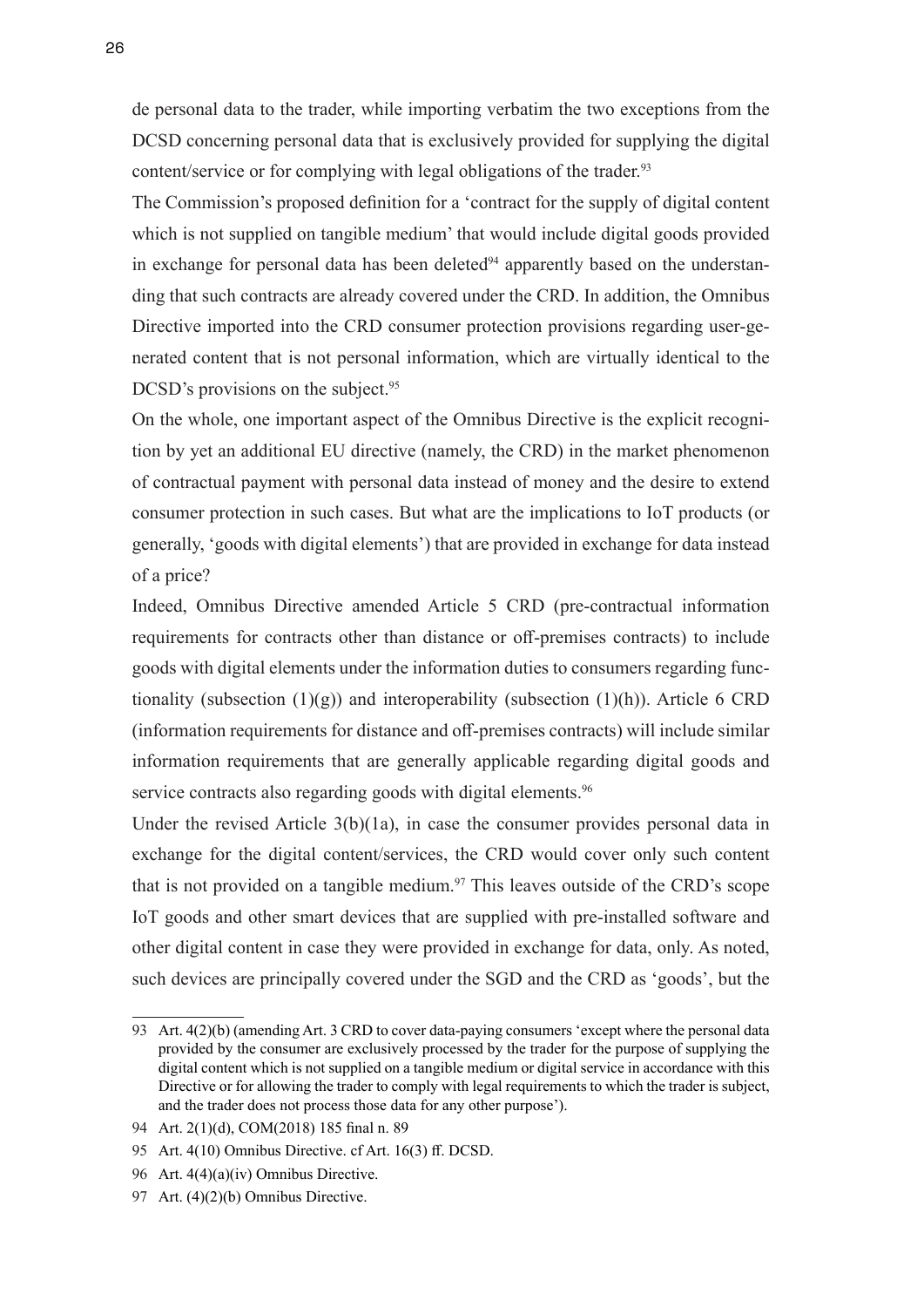de personal data to the trader, while importing verbatim the two exceptions from the DCSD concerning personal data that is exclusively provided for supplying the digital content/service or for complying with legal obligations of the trader.[93]

The Commission's proposed definition for a 'contract for the supply of digital content which is not supplied on tangible medium' that would include digital goods provided in exchange for personal data has been deleted[94] apparently based on the understanding that such contracts are already covered under the CRD. In addition, the Omnibus Directive imported into the CRD consumer protection provisions regarding user-generated content that is not personal information, which are virtually identical to the DCSD's provisions on the subject.[95]

On the whole, one important aspect of the Omnibus Directive is the explicit recognition by yet an additional EU directive (namely, the CRD) in the market phenomenon of contractual payment with personal data instead of money and the desire to extend consumer protection in such cases. But what are the implications to IoT products (or generally, 'goods with digital elements') that are provided in exchange for data instead of a price?

Indeed, Omnibus Directive amended Article 5 CRD (pre-contractual information requirements for contracts other than distance or off-premises contracts) to include goods with digital elements under the information duties to consumers regarding functionality (subsection (1)(g)) and interoperability (subsection (1)(h)). Article 6 CRD (information requirements for distance and off-premises contracts) will include similar information requirements that are generally applicable regarding digital goods and service contracts also regarding goods with digital elements.[96]

Under the revised Article 3(b)(1a), in case the consumer provides personal data in exchange for the digital content/services, the CRD would cover only such content that is not provided on a tangible medium.[97] This leaves outside of the CRD's scope IoT goods and other smart devices that are supplied with pre-installed software and other digital content in case they were provided in exchange for data, only. As noted, such devices are principally covered under the SGD and the CRD as 'goods', but the

---

93 Art. 4(2)(b) (amending Art. 3 CRD to cover data-paying consumers 'except where the personal data provided by the consumer are exclusively processed by the trader for the purpose of supplying the digital content which is not supplied on a tangible medium or digital service in accordance with this Directive or for allowing the trader to comply with legal requirements to which the trader is subject, and the trader does not process those data for any other purpose').

94 Art. 2(1)(d), COM(2018) 185 final n. 89

95 Art. 4(10) Omnibus Directive. cf Art. 16(3) ff. DCSD.

96 Art. 4(4)(a)(iv) Omnibus Directive.

97 Art. (4)(2)(b) Omnibus Directive.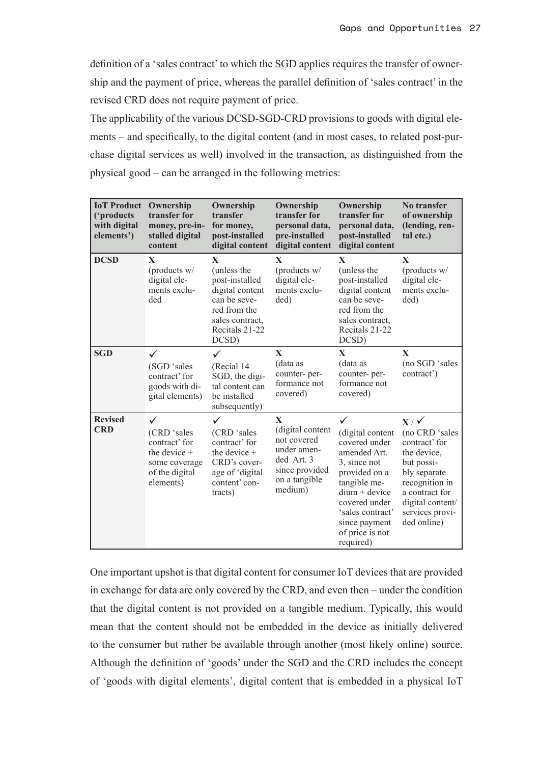definition of a 'sales contract' to which the SGD applies requires the transfer of ownership and the payment of price, whereas the parallel definition of 'sales contract' in the revised CRD does not require payment of price.

The applicability of the various DCSD-SGD-CRD provisions to goods with digital elements – and specifically, to the digital content (and in most cases, to related post-purchase digital services as well) involved in the transaction, as distinguished from the physical good – can be arranged in the following metrics:

| IoT Product ('products with digital elements') | Ownership transfer for money, pre-installed digital content | Ownership transfer for money, post-installed digital content | Ownership transfer for personal data, pre-installed digital content | Ownership transfer for personal data, post-installed digital content | No transfer of ownership (lending, rental etc.) |
|---|---|---|---|---|---|
| **DCSD** | X (products w/ digital elements excluded | X (unless the post-installed digital content can be severed from the sales contract, Recitals 21-22 DCSD) | X (products w/ digital elements excluded) | X (unless the post-installed digital content can be severed from the sales contract, Recitals 21-22 DCSD) | X (products w/ digital elements excluded) |
| **SGD** | ✓ (SGD 'sales contract' for goods with digital elements) | ✓ (Recial 14 SGD, the digital content can be installed subsequently) | X (data as counter- performance not covered) | X (data as counter- performance not covered) | X (no SGD 'sales contract') |
| **Revised CRD** | ✓ (CRD 'sales contract' for the device + some coverage of the digital elements) | ✓ (CRD 'sales contract' for the device + CRD's coverage of 'digital content' contracts) | X (digital content not covered under amended Art. 3 since provided on a tangible medium) | ✓ (digital content covered under amended Art. 3, since not provided on a tangible medium + device covered under 'sales contract' since payment of price is not required) | X / ✓ (no CRD 'sales contract' for the device, but possibly separate recognition in a contract for digital content/ services provided online) |

One important upshot is that digital content for consumer IoT devices that are provided in exchange for data are only covered by the CRD, and even then – under the condition that the digital content is not provided on a tangible medium. Typically, this would mean that the content should not be embedded in the device as initially delivered to the consumer but rather be available through another (most likely online) source. Although the definition of 'goods' under the SGD and the CRD includes the concept of 'goods with digital elements', digital content that is embedded in a physical IoT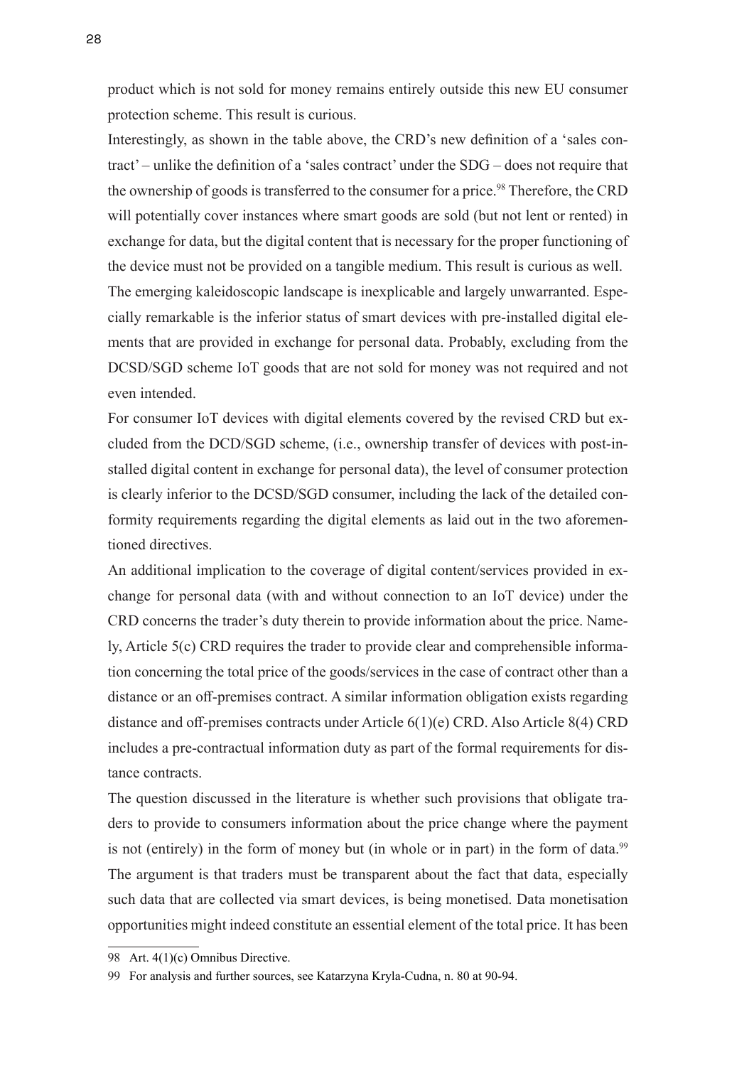product which is not sold for money remains entirely outside this new EU consumer protection scheme. This result is curious.

Interestingly, as shown in the table above, the CRD's new definition of a 'sales contract' – unlike the definition of a 'sales contract' under the SDG – does not require that the ownership of goods is transferred to the consumer for a price.[98] Therefore, the CRD will potentially cover instances where smart goods are sold (but not lent or rented) in exchange for data, but the digital content that is necessary for the proper functioning of the device must not be provided on a tangible medium. This result is curious as well.

The emerging kaleidoscopic landscape is inexplicable and largely unwarranted. Especially remarkable is the inferior status of smart devices with pre-installed digital elements that are provided in exchange for personal data. Probably, excluding from the DCSD/SGD scheme IoT goods that are not sold for money was not required and not even intended.

For consumer IoT devices with digital elements covered by the revised CRD but excluded from the DCD/SGD scheme, (i.e., ownership transfer of devices with post-installed digital content in exchange for personal data), the level of consumer protection is clearly inferior to the DCSD/SGD consumer, including the lack of the detailed conformity requirements regarding the digital elements as laid out in the two aforementioned directives.

An additional implication to the coverage of digital content/services provided in exchange for personal data (with and without connection to an IoT device) under the CRD concerns the trader's duty therein to provide information about the price. Namely, Article 5(c) CRD requires the trader to provide clear and comprehensible information concerning the total price of the goods/services in the case of contract other than a distance or an off-premises contract. A similar information obligation exists regarding distance and off-premises contracts under Article 6(1)(e) CRD. Also Article 8(4) CRD includes a pre-contractual information duty as part of the formal requirements for distance contracts.

The question discussed in the literature is whether such provisions that obligate traders to provide to consumers information about the price change where the payment is not (entirely) in the form of money but (in whole or in part) in the form of data.[99] The argument is that traders must be transparent about the fact that data, especially such data that are collected via smart devices, is being monetised. Data monetisation opportunities might indeed constitute an essential element of the total price. It has been

---

98 Art. 4(1)(c) Omnibus Directive.

99 For analysis and further sources, see Katarzyna Kryla-Cudna, n. 80 at 90-94.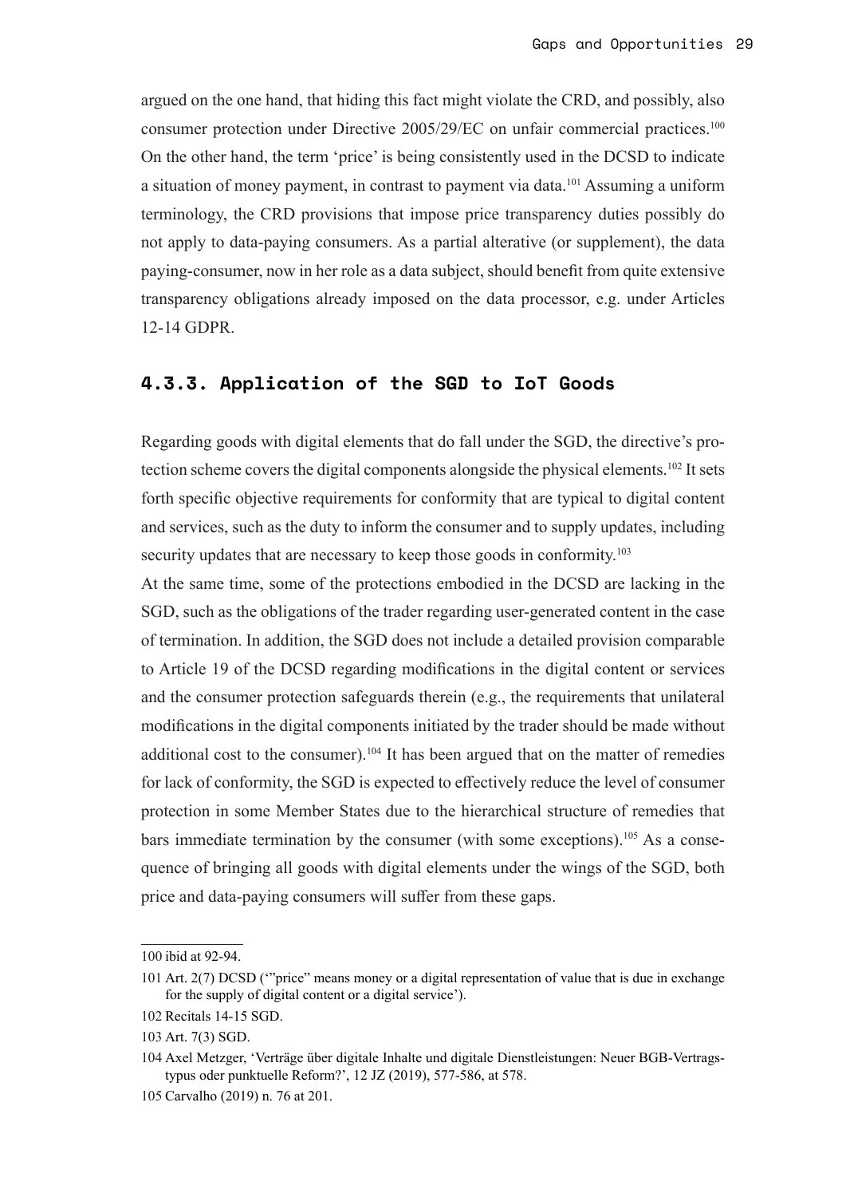argued on the one hand, that hiding this fact might violate the CRD, and possibly, also consumer protection under Directive 2005/29/EC on unfair commercial practices.[100] On the other hand, the term 'price' is being consistently used in the DCSD to indicate a situation of money payment, in contrast to payment via data.[101] Assuming a uniform terminology, the CRD provisions that impose price transparency duties possibly do not apply to data-paying consumers. As a partial alterative (or supplement), the data paying-consumer, now in her role as a data subject, should benefit from quite extensive transparency obligations already imposed on the data processor, e.g. under Articles 12-14 GDPR.

### 4.3.3. Application of the SGD to IoT Goods

Regarding goods with digital elements that do fall under the SGD, the directive's protection scheme covers the digital components alongside the physical elements.[102] It sets forth specific objective requirements for conformity that are typical to digital content and services, such as the duty to inform the consumer and to supply updates, including security updates that are necessary to keep those goods in conformity.[103]

At the same time, some of the protections embodied in the DCSD are lacking in the SGD, such as the obligations of the trader regarding user-generated content in the case of termination. In addition, the SGD does not include a detailed provision comparable to Article 19 of the DCSD regarding modifications in the digital content or services and the consumer protection safeguards therein (e.g., the requirements that unilateral modifications in the digital components initiated by the trader should be made without additional cost to the consumer).[104] It has been argued that on the matter of remedies for lack of conformity, the SGD is expected to effectively reduce the level of consumer protection in some Member States due to the hierarchical structure of remedies that bars immediate termination by the consumer (with some exceptions).[105] As a consequence of bringing all goods with digital elements under the wings of the SGD, both price and data-paying consumers will suffer from these gaps.

---

100 ibid at 92-94.

101 Art. 2(7) DCSD ('"price" means money or a digital representation of value that is due in exchange for the supply of digital content or a digital service').

102 Recitals 14-15 SGD.

103 Art. 7(3) SGD.

104 Axel Metzger, 'Verträge über digitale Inhalte und digitale Dienstleistungen: Neuer BGB-Vertragstypus oder punktuelle Reform?', 12 JZ (2019), 577-586, at 578.

105 Carvalho (2019) n. 76 at 201.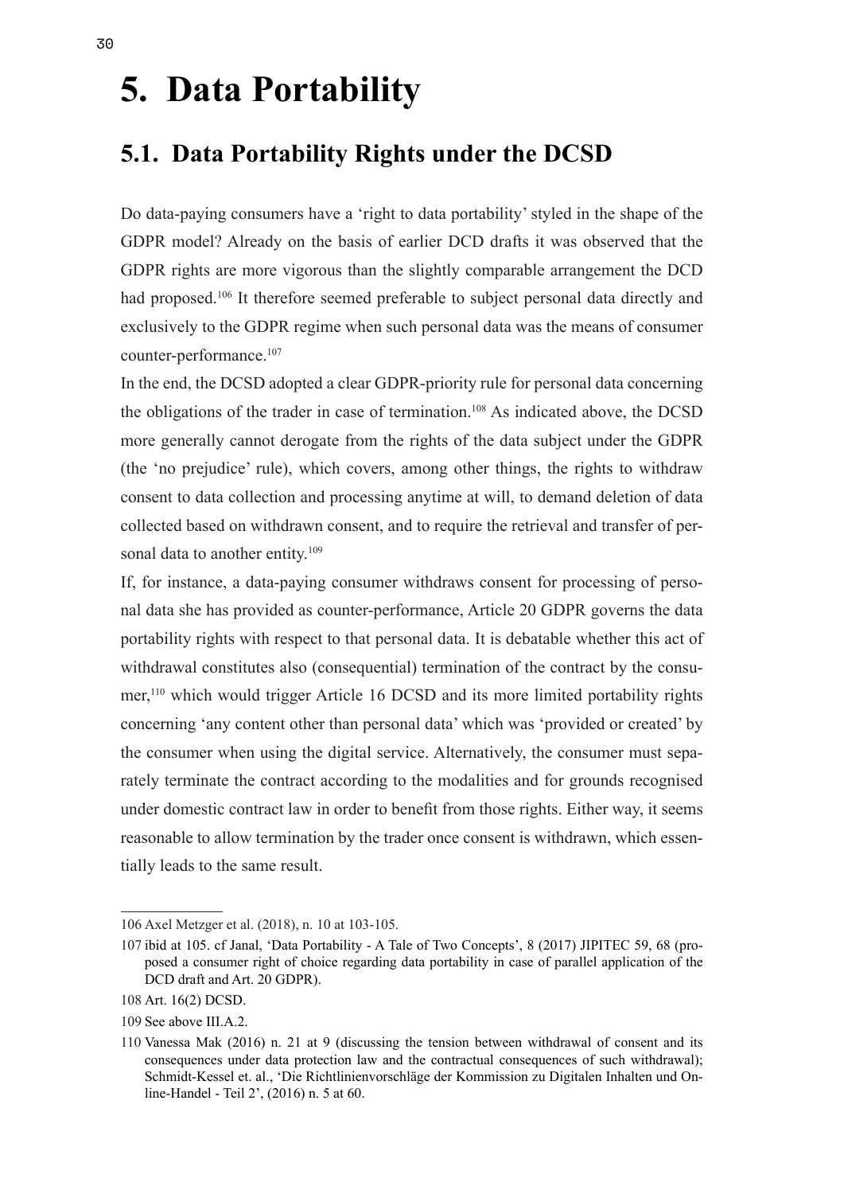# 5. Data Portability

## 5.1. Data Portability Rights under the DCSD

Do data-paying consumers have a 'right to data portability' styled in the shape of the GDPR model? Already on the basis of earlier DCD drafts it was observed that the GDPR rights are more vigorous than the slightly comparable arrangement the DCD had proposed.[106] It therefore seemed preferable to subject personal data directly and exclusively to the GDPR regime when such personal data was the means of consumer counter-performance.[107]

In the end, the DCSD adopted a clear GDPR-priority rule for personal data concerning the obligations of the trader in case of termination.[108] As indicated above, the DCSD more generally cannot derogate from the rights of the data subject under the GDPR (the 'no prejudice' rule), which covers, among other things, the rights to withdraw consent to data collection and processing anytime at will, to demand deletion of data collected based on withdrawn consent, and to require the retrieval and transfer of personal data to another entity.[109]

If, for instance, a data-paying consumer withdraws consent for processing of personal data she has provided as counter-performance, Article 20 GDPR governs the data portability rights with respect to that personal data. It is debatable whether this act of withdrawal constitutes also (consequential) termination of the contract by the consumer,[110] which would trigger Article 16 DCSD and its more limited portability rights concerning 'any content other than personal data' which was 'provided or created' by the consumer when using the digital service. Alternatively, the consumer must separately terminate the contract according to the modalities and for grounds recognised under domestic contract law in order to benefit from those rights. Either way, it seems reasonable to allow termination by the trader once consent is withdrawn, which essentially leads to the same result.

---

106 Axel Metzger et al. (2018), n. 10 at 103-105.

107 ibid at 105. cf Janal, 'Data Portability - A Tale of Two Concepts', 8 (2017) JIPITEC 59, 68 (proposed a consumer right of choice regarding data portability in case of parallel application of the DCD draft and Art. 20 GDPR).

108 Art. 16(2) DCSD.

109 See above III.A.2.

110 Vanessa Mak (2016) n. 21 at 9 (discussing the tension between withdrawal of consent and its consequences under data protection law and the contractual consequences of such withdrawal); Schmidt-Kessel et. al., 'Die Richtlinienvorschläge der Kommission zu Digitalen Inhalten und Online-Handel - Teil 2', (2016) n. 5 at 60.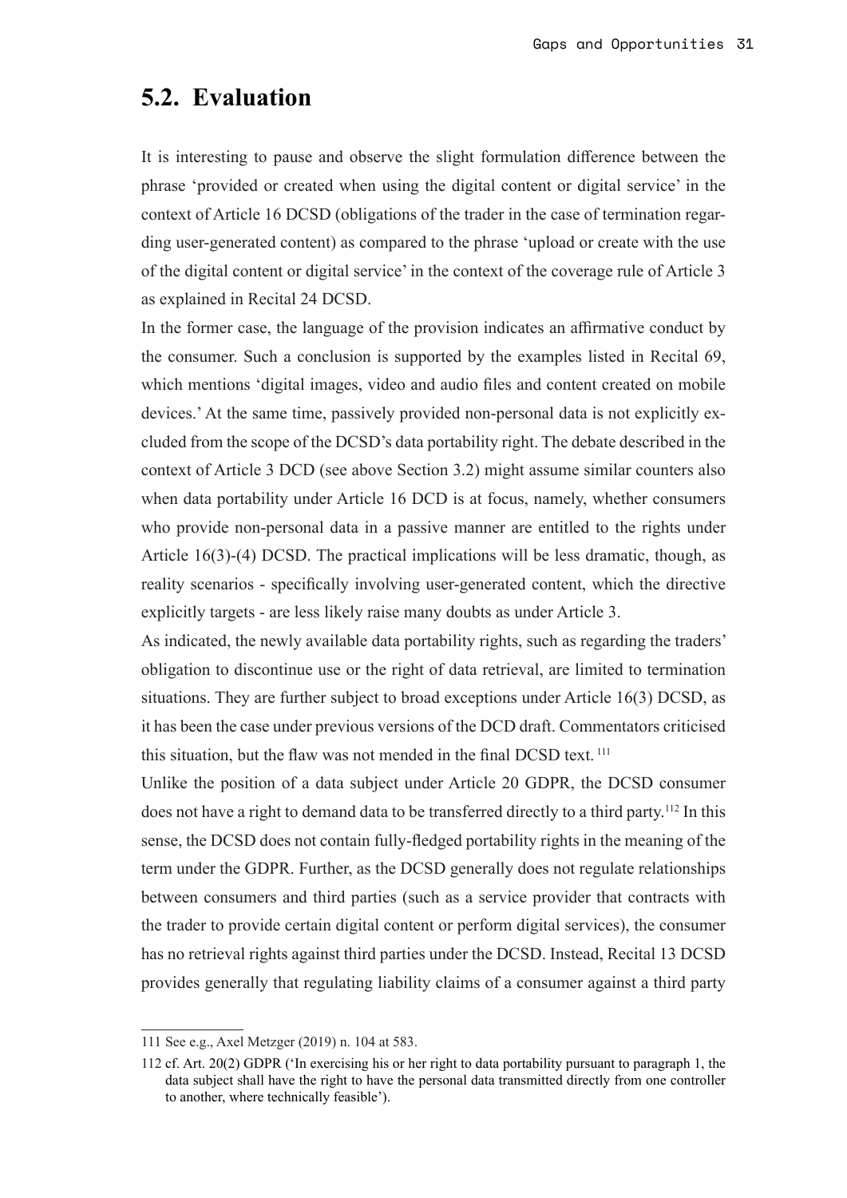## 5.2. Evaluation

It is interesting to pause and observe the slight formulation difference between the phrase 'provided or created when using the digital content or digital service' in the context of Article 16 DCSD (obligations of the trader in the case of termination regarding user-generated content) as compared to the phrase 'upload or create with the use of the digital content or digital service' in the context of the coverage rule of Article 3 as explained in Recital 24 DCSD.

In the former case, the language of the provision indicates an affirmative conduct by the consumer. Such a conclusion is supported by the examples listed in Recital 69, which mentions 'digital images, video and audio files and content created on mobile devices.' At the same time, passively provided non-personal data is not explicitly excluded from the scope of the DCSD's data portability right. The debate described in the context of Article 3 DCD (see above Section 3.2) might assume similar counters also when data portability under Article 16 DCD is at focus, namely, whether consumers who provide non-personal data in a passive manner are entitled to the rights under Article 16(3)-(4) DCSD. The practical implications will be less dramatic, though, as reality scenarios - specifically involving user-generated content, which the directive explicitly targets - are less likely raise many doubts as under Article 3.

As indicated, the newly available data portability rights, such as regarding the traders' obligation to discontinue use or the right of data retrieval, are limited to termination situations. They are further subject to broad exceptions under Article 16(3) DCSD, as it has been the case under previous versions of the DCD draft. Commentators criticised this situation, but the flaw was not mended in the final DCSD text. [111]

Unlike the position of a data subject under Article 20 GDPR, the DCSD consumer does not have a right to demand data to be transferred directly to a third party.[112] In this sense, the DCSD does not contain fully-fledged portability rights in the meaning of the term under the GDPR. Further, as the DCSD generally does not regulate relationships between consumers and third parties (such as a service provider that contracts with the trader to provide certain digital content or perform digital services), the consumer has no retrieval rights against third parties under the DCSD. Instead, Recital 13 DCSD provides generally that regulating liability claims of a consumer against a third party

---

111 See e.g., Axel Metzger (2019) n. 104 at 583.

112 cf. Art. 20(2) GDPR ('In exercising his or her right to data portability pursuant to paragraph 1, the data subject shall have the right to have the personal data transmitted directly from one controller to another, where technically feasible').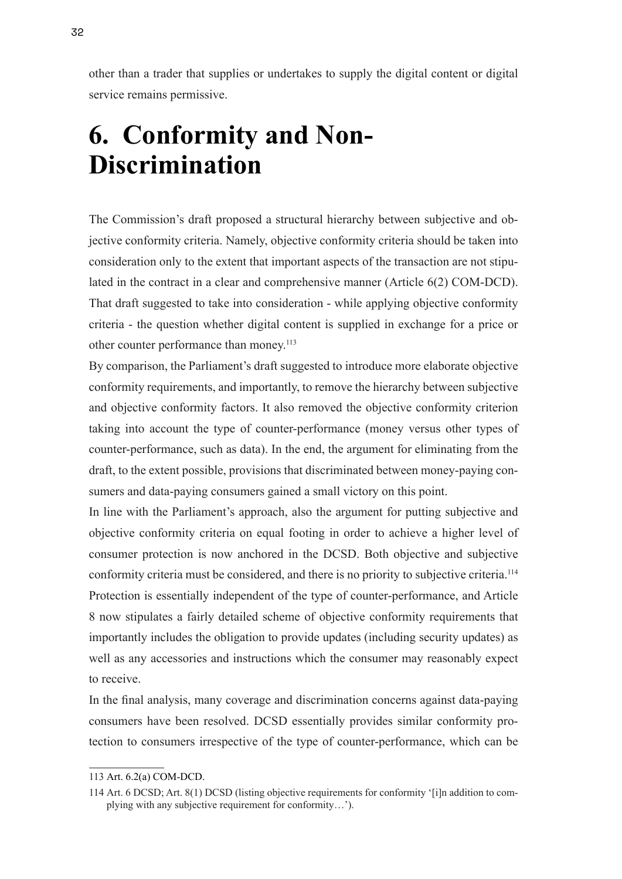other than a trader that supplies or undertakes to supply the digital content or digital service remains permissive.

# 6. Conformity and Non-Discrimination

The Commission's draft proposed a structural hierarchy between subjective and objective conformity criteria. Namely, objective conformity criteria should be taken into consideration only to the extent that important aspects of the transaction are not stipulated in the contract in a clear and comprehensive manner (Article 6(2) COM-DCD). That draft suggested to take into consideration - while applying objective conformity criteria - the question whether digital content is supplied in exchange for a price or other counter performance than money.[113]

By comparison, the Parliament's draft suggested to introduce more elaborate objective conformity requirements, and importantly, to remove the hierarchy between subjective and objective conformity factors. It also removed the objective conformity criterion taking into account the type of counter-performance (money versus other types of counter-performance, such as data). In the end, the argument for eliminating from the draft, to the extent possible, provisions that discriminated between money-paying consumers and data-paying consumers gained a small victory on this point.

In line with the Parliament's approach, also the argument for putting subjective and objective conformity criteria on equal footing in order to achieve a higher level of consumer protection is now anchored in the DCSD. Both objective and subjective conformity criteria must be considered, and there is no priority to subjective criteria.[114] Protection is essentially independent of the type of counter-performance, and Article 8 now stipulates a fairly detailed scheme of objective conformity requirements that importantly includes the obligation to provide updates (including security updates) as well as any accessories and instructions which the consumer may reasonably expect to receive.

In the final analysis, many coverage and discrimination concerns against data-paying consumers have been resolved. DCSD essentially provides similar conformity protection to consumers irrespective of the type of counter-performance, which can be

---

113 Art. 6.2(a) COM-DCD.

114 Art. 6 DCSD; Art. 8(1) DCSD (listing objective requirements for conformity '[i]n addition to complying with any subjective requirement for conformity…').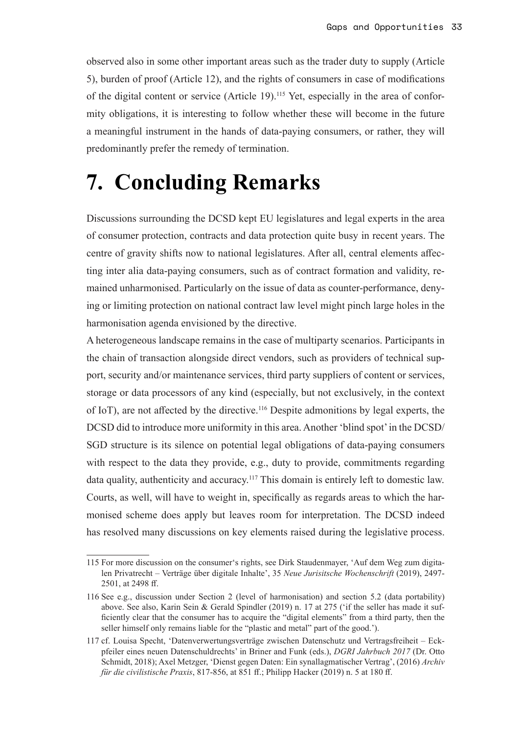observed also in some other important areas such as the trader duty to supply (Article 5), burden of proof (Article 12), and the rights of consumers in case of modifications of the digital content or service (Article 19).[115] Yet, especially in the area of conformity obligations, it is interesting to follow whether these will become in the future a meaningful instrument in the hands of data-paying consumers, or rather, they will predominantly prefer the remedy of termination.

# 7. Concluding Remarks

Discussions surrounding the DCSD kept EU legislatures and legal experts in the area of consumer protection, contracts and data protection quite busy in recent years. The centre of gravity shifts now to national legislatures. After all, central elements affecting inter alia data-paying consumers, such as of contract formation and validity, remained unharmonised. Particularly on the issue of data as counter-performance, denying or limiting protection on national contract law level might pinch large holes in the harmonisation agenda envisioned by the directive.

A heterogeneous landscape remains in the case of multiparty scenarios. Participants in the chain of transaction alongside direct vendors, such as providers of technical support, security and/or maintenance services, third party suppliers of content or services, storage or data processors of any kind (especially, but not exclusively, in the context of IoT), are not affected by the directive.[116] Despite admonitions by legal experts, the DCSD did to introduce more uniformity in this area. Another 'blind spot' in the DCSD/SGD structure is its silence on potential legal obligations of data-paying consumers with respect to the data they provide, e.g., duty to provide, commitments regarding data quality, authenticity and accuracy.[117] This domain is entirely left to domestic law. Courts, as well, will have to weight in, specifically as regards areas to which the harmonised scheme does apply but leaves room for interpretation. The DCSD indeed has resolved many discussions on key elements raised during the legislative process.

---

115 For more discussion on the consumer's rights, see Dirk Staudenmayer, 'Auf dem Weg zum digitalen Privatrecht – Verträge über digitale Inhalte', 35 *Neue Jurisitsche Wochenschrift* (2019), 2497-2501, at 2498 ff.

116 See e.g., discussion under Section 2 (level of harmonisation) and section 5.2 (data portability) above. See also, Karin Sein & Gerald Spindler (2019) n. 17 at 275 ('if the seller has made it sufficiently clear that the consumer has to acquire the "digital elements" from a third party, then the seller himself only remains liable for the "plastic and metal" part of the good.').

117 cf. Louisa Specht, 'Datenverwertungsverträge zwischen Datenschutz und Vertragsfreiheit – Eckpfeiler eines neuen Datenschuldrechts' in Briner and Funk (eds.), *DGRI Jahrbuch 2017* (Dr. Otto Schmidt, 2018); Axel Metzger, 'Dienst gegen Daten: Ein synallagmatischer Vertrag', (2016) *Archiv für die civilistische Praxis*, 817-856, at 851 ff.; Philipp Hacker (2019) n. 5 at 180 ff.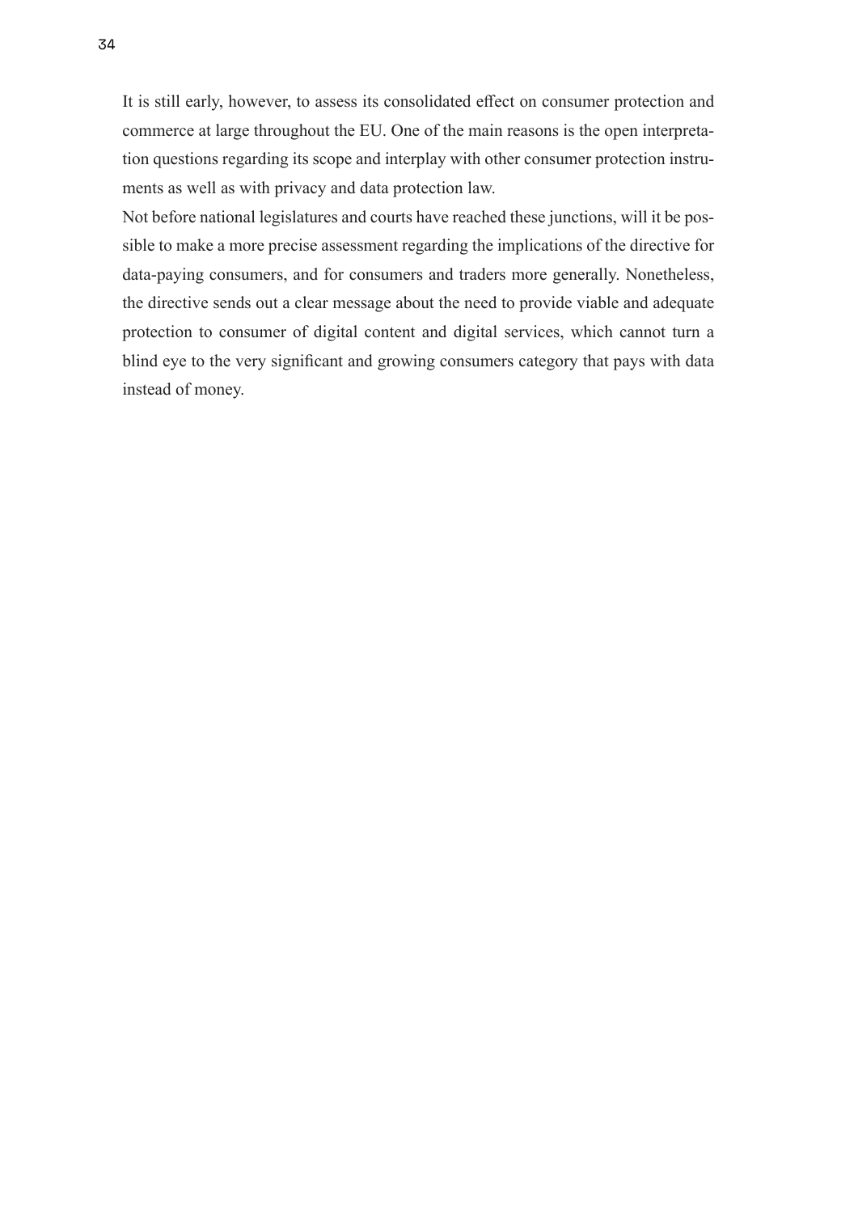It is still early, however, to assess its consolidated effect on consumer protection and commerce at large throughout the EU. One of the main reasons is the open interpretation questions regarding its scope and interplay with other consumer protection instruments as well as with privacy and data protection law.

Not before national legislatures and courts have reached these junctions, will it be possible to make a more precise assessment regarding the implications of the directive for data-paying consumers, and for consumers and traders more generally. Nonetheless, the directive sends out a clear message about the need to provide viable and adequate protection to consumer of digital content and digital services, which cannot turn a blind eye to the very significant and growing consumers category that pays with data instead of money.